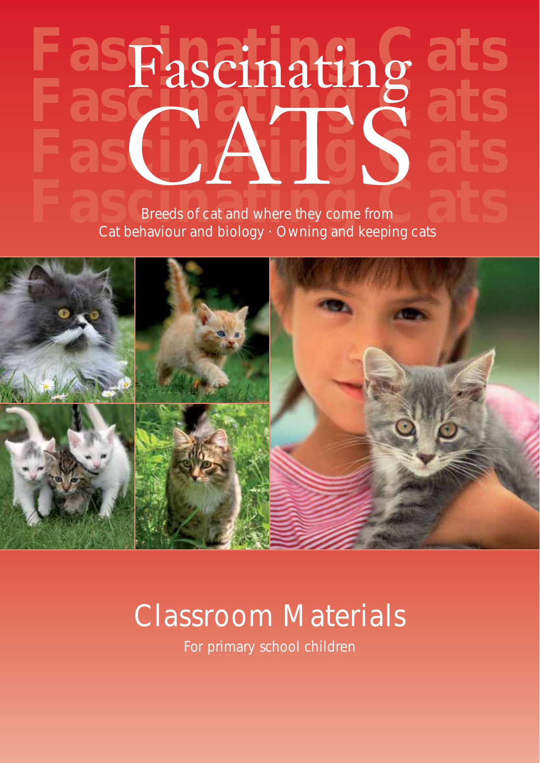# Fascinating CATS

Breeds of cat and where they come from
Cat behaviour and biology · Owning and keeping cats

## Classroom Materials

For primary school children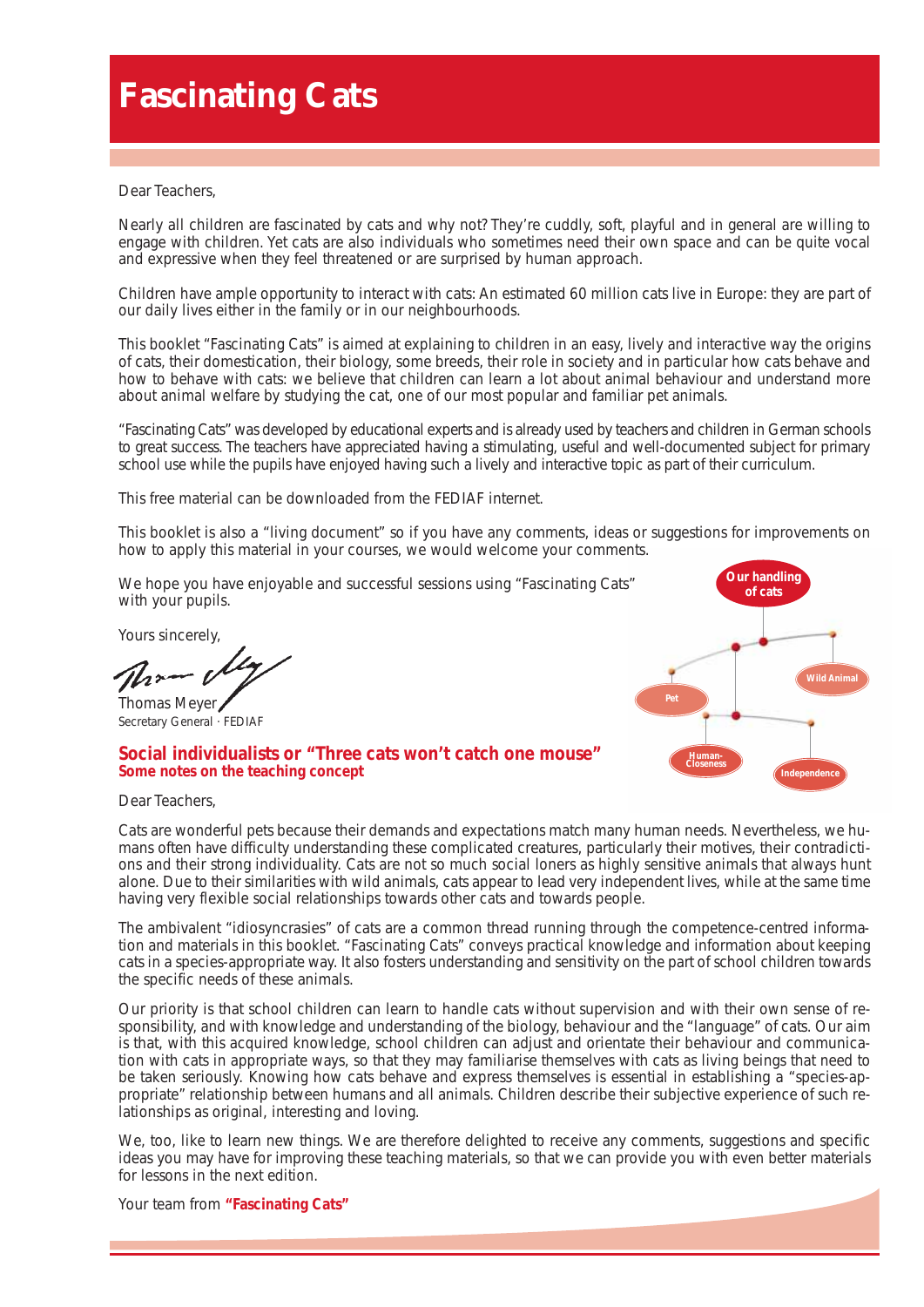# Fascinating Cats

Dear Teachers,

Nearly all children are fascinated by cats and why not? They're cuddly, soft, playful and in general are willing to engage with children. Yet cats are also individuals who sometimes need their own space and can be quite vocal and expressive when they feel threatened or are surprised by human approach.

Children have ample opportunity to interact with cats: An estimated 60 million cats live in Europe: they are part of our daily lives either in the family or in our neighbourhoods.

This booklet "Fascinating Cats" is aimed at explaining to children in an easy, lively and interactive way the origins of cats, their domestication, their biology, some breeds, their role in society and in particular how cats behave and how to behave with cats: we believe that children can learn a lot about animal behaviour and understand more about animal welfare by studying the cat, one of our most popular and familiar pet animals.

"Fascinating Cats" was developed by educational experts and is already used by teachers and children in German schools to great success. The teachers have appreciated having a stimulating, useful and well-documented subject for primary school use while the pupils have enjoyed having such a lively and interactive topic as part of their curriculum.

This free material can be downloaded from the FEDIAF internet.

This booklet is also a "living document" so if you have any comments, ideas or suggestions for improvements on how to apply this material in your courses, we would welcome your comments.

We hope you have enjoyable and successful sessions using "Fascinating Cats" with your pupils.

Yours sincerely,

Thomas Meyer
Secretary General · FEDIAF

Our handling of cats

Pet

Wild Animal

Human-Closeness

Independence

## Social individualists or "Three cats won't catch one mouse"

**Some notes on the teaching concept**

Dear Teachers,

Cats are wonderful pets because their demands and expectations match many human needs. Nevertheless, we humans often have difficulty understanding these complicated creatures, particularly their motives, their contradictions and their strong individuality. Cats are not so much social loners as highly sensitive animals that always hunt alone. Due to their similarities with wild animals, cats appear to lead very independent lives, while at the same time having very flexible social relationships towards other cats and towards people.

The ambivalent "idiosyncrasies" of cats are a common thread running through the competence-centred information and materials in this booklet. "Fascinating Cats" conveys practical knowledge and information about keeping cats in a species-appropriate way. It also fosters understanding and sensitivity on the part of school children towards the specific needs of these animals.

Our priority is that school children can learn to handle cats without supervision and with their own sense of responsibility, and with knowledge and understanding of the biology, behaviour and the "language" of cats. Our aim is that, with this acquired knowledge, school children can adjust and orientate their behaviour and communication with cats in appropriate ways, so that they may familiarise themselves with cats as living beings that need to be taken seriously. Knowing how cats behave and express themselves is essential in establishing a "species-appropriate" relationship between humans and all animals. Children describe their subjective experience of such relationships as original, interesting and loving.

We, too, like to learn new things. We are therefore delighted to receive any comments, suggestions and specific ideas you may have for improving these teaching materials, so that we can provide you with even better materials for lessons in the next edition.

Your team from **"Fascinating Cats"**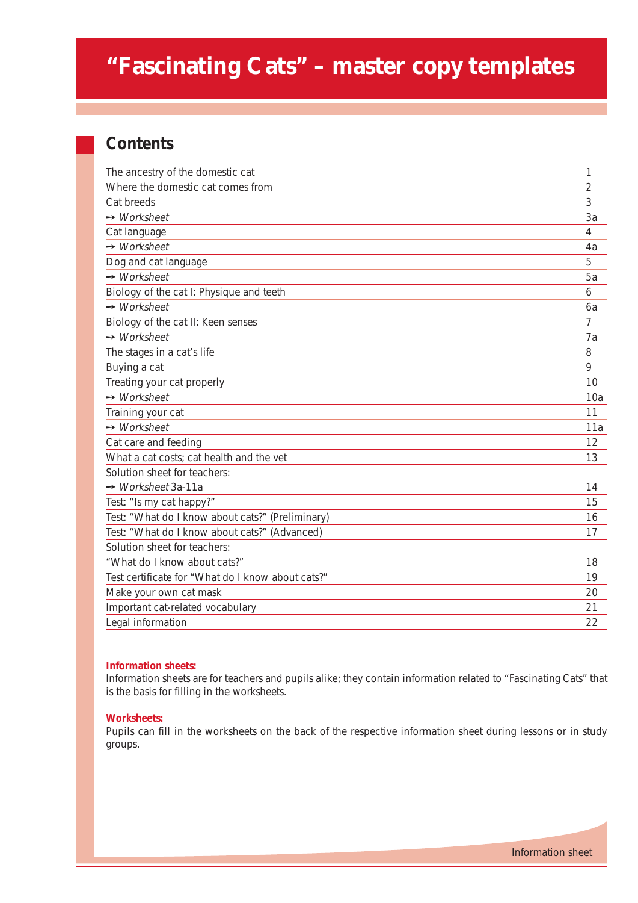# "Fascinating Cats" – master copy templates

## Contents

| | |
|---|---|
| The ancestry of the domestic cat | 1 |
| Where the domestic cat comes from | 2 |
| Cat breeds | 3 |
| → *Worksheet* | 3a |
| Cat language | 4 |
| → *Worksheet* | 4a |
| Dog and cat language | 5 |
| → *Worksheet* | 5a |
| Biology of the cat I: Physique and teeth | 6 |
| → *Worksheet* | 6a |
| Biology of the cat II: Keen senses | 7 |
| → *Worksheet* | 7a |
| The stages in a cat's life | 8 |
| Buying a cat | 9 |
| Treating your cat properly | 10 |
| → *Worksheet* | 10a |
| Training your cat | 11 |
| → *Worksheet* | 11a |
| Cat care and feeding | 12 |
| What a cat costs; cat health and the vet | 13 |
| Solution sheet for teachers: → *Worksheet* 3a-11a | 14 |
| Test: "Is my cat happy?" | 15 |
| Test: "What do I know about cats?" (Preliminary) | 16 |
| Test: "What do I know about cats?" (Advanced) | 17 |
| Solution sheet for teachers: "What do I know about cats?" | 18 |
| Test certificate for "What do I know about cats?" | 19 |
| Make your own cat mask | 20 |
| Important cat-related vocabulary | 21 |
| Legal information | 22 |

**Information sheets:**
Information sheets are for teachers and pupils alike; they contain information related to "Fascinating Cats" that is the basis for filling in the worksheets.

**Worksheets:**
Pupils can fill in the worksheets on the back of the respective information sheet during lessons or in study groups.

Information sheet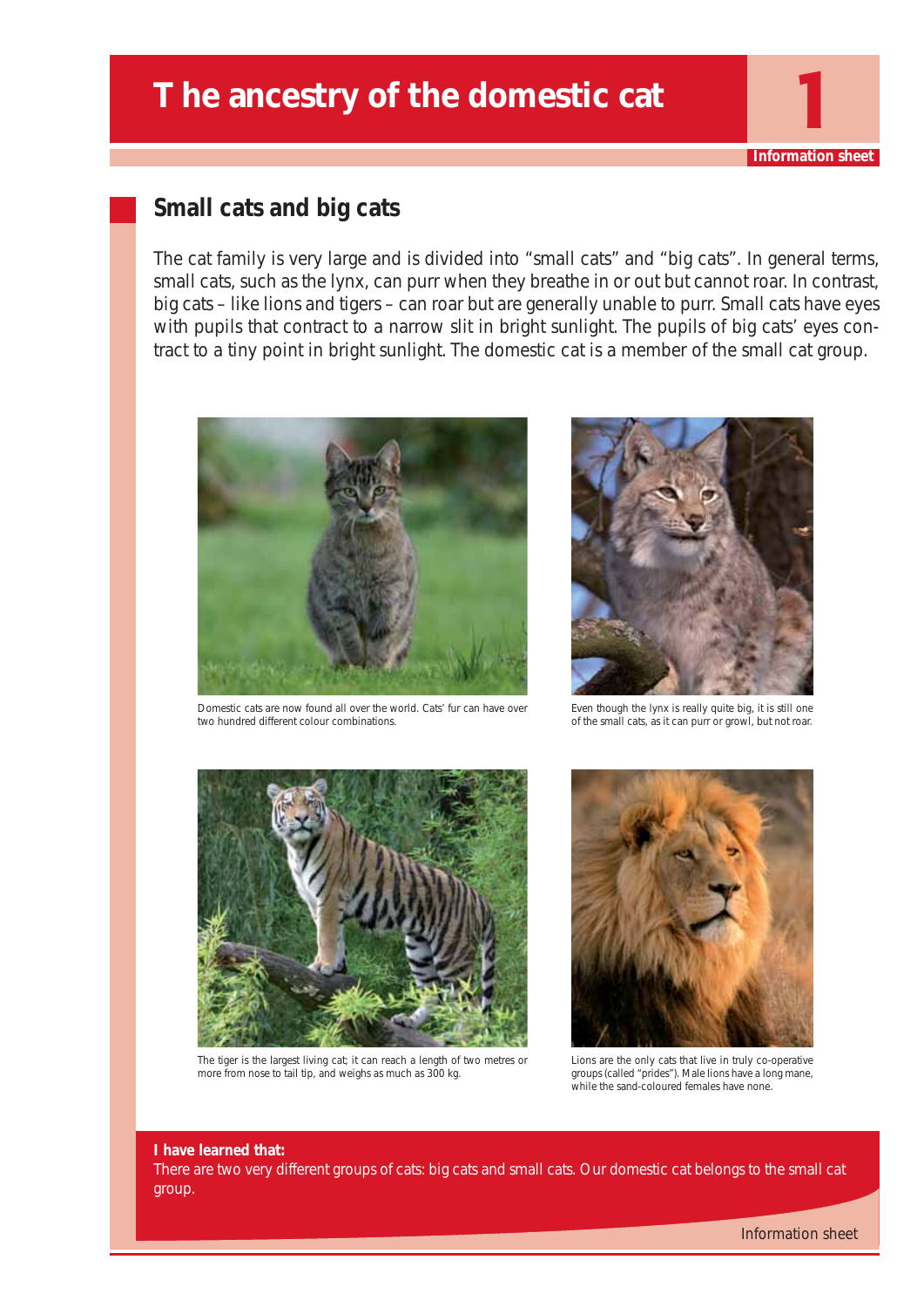# The ancestry of the domestic cat

**1**

**Information sheet**

## Small cats and big cats

The cat family is very large and is divided into "small cats" and "big cats". In general terms, small cats, such as the lynx, can purr when they breathe in or out but cannot roar. In contrast, big cats – like lions and tigers – can roar but are generally unable to purr. Small cats have eyes with pupils that contract to a narrow slit in bright sunlight. The pupils of big cats' eyes contract to a tiny point in bright sunlight. The domestic cat is a member of the small cat group.

Domestic cats are now found all over the world. Cats' fur can have over two hundred different colour combinations.

Even though the lynx is really quite big, it is still one of the small cats, as it can purr or growl, but not roar.

The tiger is the largest living cat; it can reach a length of two metres or more from nose to tail tip, and weighs as much as 300 kg.

Lions are the only cats that live in truly co-operative groups (called "prides"). Male lions have a long mane, while the sand-coloured females have none.

**I have learned that:**
There are two very different groups of cats: big cats and small cats. Our domestic cat belongs to the small cat group.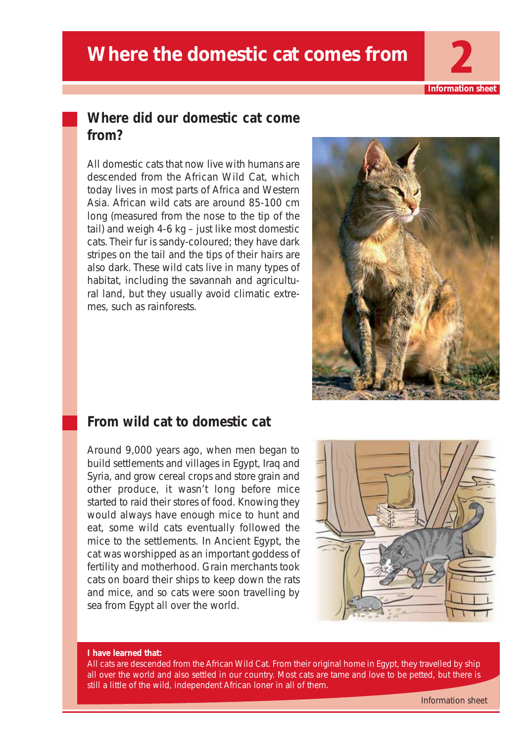# Where the domestic cat comes from

**2**

**Information sheet**

## Where did our domestic cat come from?

All domestic cats that now live with humans are descended from the African Wild Cat, which today lives in most parts of Africa and Western Asia. African wild cats are around 85-100 cm long (measured from the nose to the tip of the tail) and weigh 4-6 kg – just like most domestic cats. Their fur is sandy-coloured; they have dark stripes on the tail and the tips of their hairs are also dark. These wild cats live in many types of habitat, including the savannah and agricultural land, but they usually avoid climatic extremes, such as rainforests.

## From wild cat to domestic cat

Around 9,000 years ago, when men began to build settlements and villages in Egypt, Iraq and Syria, and grow cereal crops and store grain and other produce, it wasn't long before mice started to raid their stores of food. Knowing they would always have enough mice to hunt and eat, some wild cats eventually followed the mice to the settlements. In Ancient Egypt, the cat was worshipped as an important goddess of fertility and motherhood. Grain merchants took cats on board their ships to keep down the rats and mice, and so cats were soon travelling by sea from Egypt all over the world.

**I have learned that:**
All cats are descended from the African Wild Cat. From their original home in Egypt, they travelled by ship all over the world and also settled in our country. Most cats are tame and love to be petted, but there is still a little of the wild, independent African loner in all of them.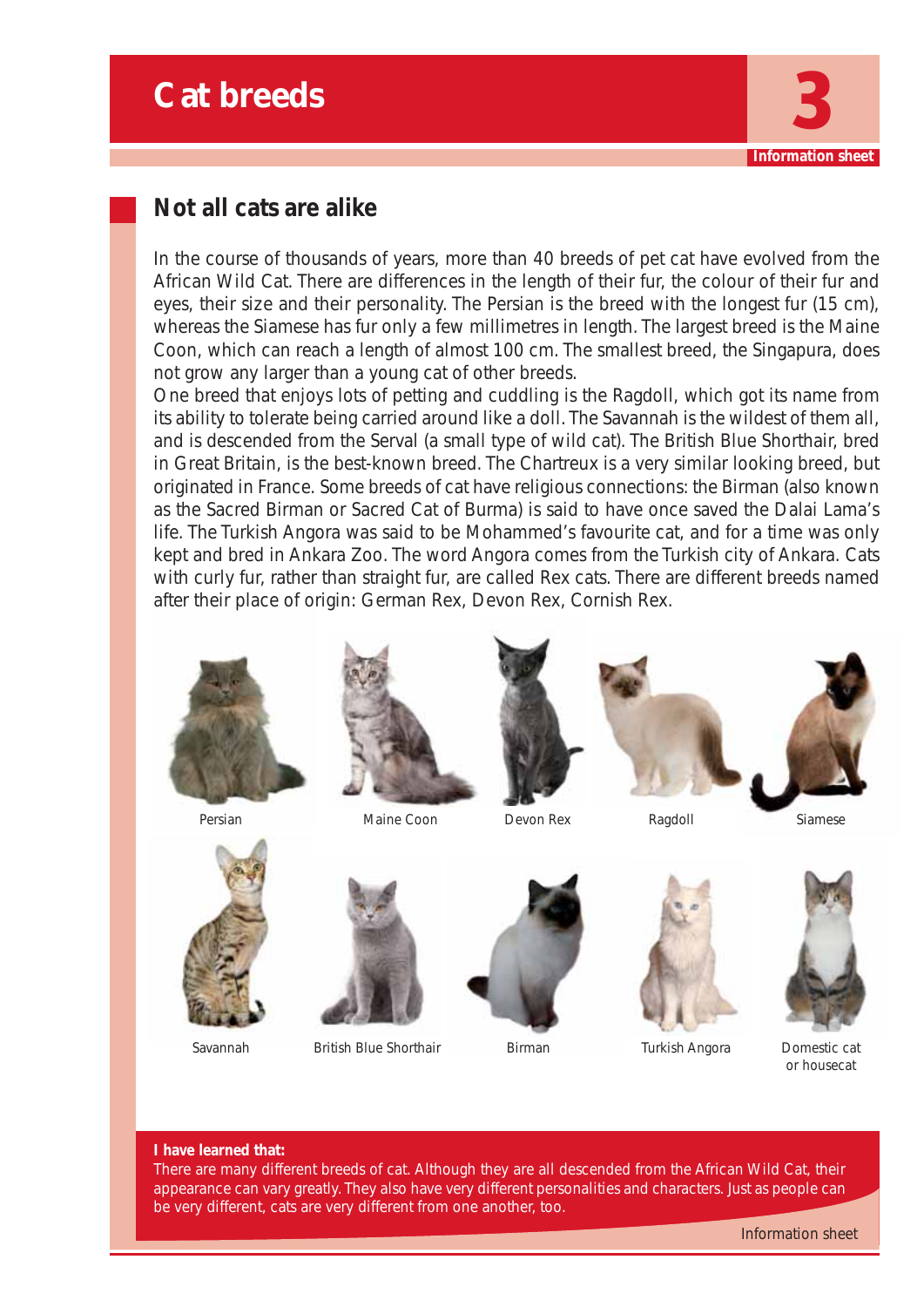# Cat breeds

**3**

**Information sheet**

## Not all cats are alike

In the course of thousands of years, more than 40 breeds of pet cat have evolved from the African Wild Cat. There are differences in the length of their fur, the colour of their fur and eyes, their size and their personality. The Persian is the breed with the longest fur (15 cm), whereas the Siamese has fur only a few millimetres in length. The largest breed is the Maine Coon, which can reach a length of almost 100 cm. The smallest breed, the Singapura, does not grow any larger than a young cat of other breeds.
One breed that enjoys lots of petting and cuddling is the Ragdoll, which got its name from its ability to tolerate being carried around like a doll. The Savannah is the wildest of them all, and is descended from the Serval (a small type of wild cat). The British Blue Shorthair, bred in Great Britain, is the best-known breed. The Chartreux is a very similar looking breed, but originated in France. Some breeds of cat have religious connections: the Birman (also known as the Sacred Birman or Sacred Cat of Burma) is said to have once saved the Dalai Lama's life. The Turkish Angora was said to be Mohammed's favourite cat, and for a time was only kept and bred in Ankara Zoo. The word Angora comes from the Turkish city of Ankara. Cats with curly fur, rather than straight fur, are called Rex cats. There are different breeds named after their place of origin: German Rex, Devon Rex, Cornish Rex.

Persian

Maine Coon

Devon Rex

Ragdoll

Siamese

Savannah

British Blue Shorthair

Birman

Turkish Angora

Domestic cat or housecat

**I have learned that:**
There are many different breeds of cat. Although they are all descended from the African Wild Cat, their appearance can vary greatly. They also have very different personalities and characters. Just as people can be very different, cats are very different from one another, too.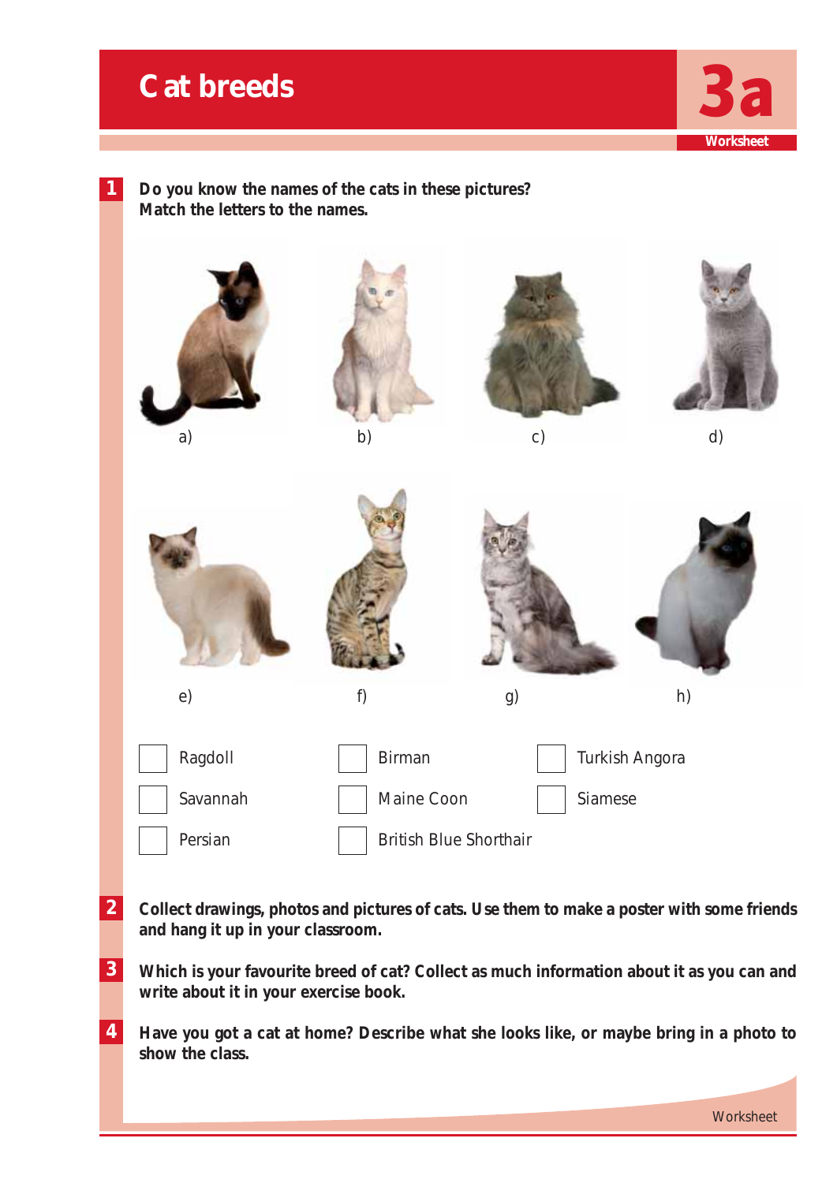# Cat breeds

**3a**

Worksheet

**1** **Do you know the names of the cats in these pictures? Match the letters to the names.**

a) b) c) d)

e) f) g) h)

- ☐ Ragdoll
- ☐ Birman
- ☐ Turkish Angora
- ☐ Savannah
- ☐ Maine Coon
- ☐ Siamese
- ☐ Persian
- ☐ British Blue Shorthair

**2** **Collect drawings, photos and pictures of cats. Use them to make a poster with some friends and hang it up in your classroom.**

**3** **Which is your favourite breed of cat? Collect as much information about it as you can and write about it in your exercise book.**

**4** **Have you got a cat at home? Describe what she looks like, or maybe bring in a photo to show the class.**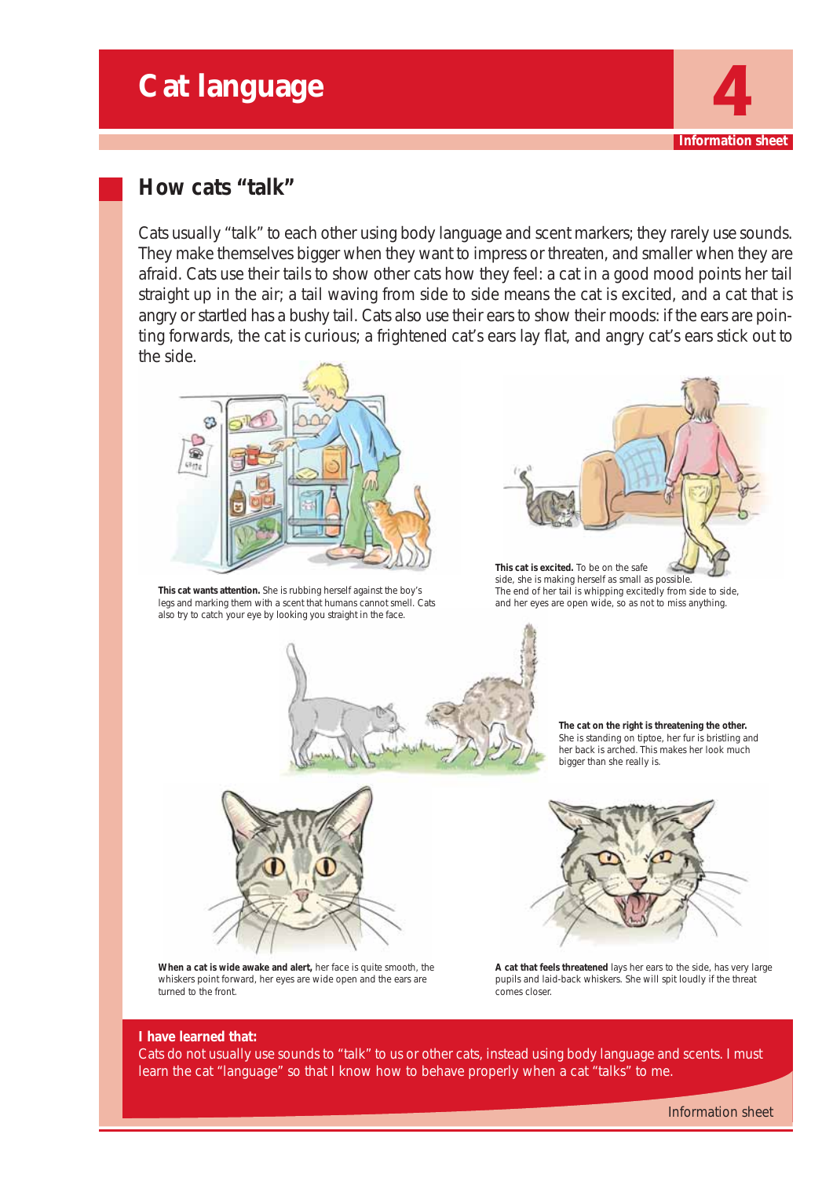# Cat language

4

Information sheet

## How cats "talk"

Cats usually "talk" to each other using body language and scent markers; they rarely use sounds. They make themselves bigger when they want to impress or threaten, and smaller when they are afraid. Cats use their tails to show other cats how they feel: a cat in a good mood points her tail straight up in the air; a tail waving from side to side means the cat is excited, and a cat that is angry or startled has a bushy tail. Cats also use their ears to show their moods: if the ears are pointing forwards, the cat is curious; a frightened cat's ears lay flat, and angry cat's ears stick out to the side.

**This cat wants attention.** She is rubbing herself against the boy's legs and marking them with a scent that humans cannot smell. Cats also try to catch your eye by looking you straight in the face.

**This cat is excited.** To be on the safe side, she is making herself as small as possible. The end of her tail is whipping excitedly from side to side, and her eyes are open wide, so as not to miss anything.

**The cat on the right is threatening the other.** She is standing on tiptoe, her fur is bristling and her back is arched. This makes her look much bigger than she really is.

**When a cat is wide awake and alert,** her face is quite smooth, the whiskers point forward, her eyes are wide open and the ears are turned to the front.

**A cat that feels threatened** lays her ears to the side, has very large pupils and laid-back whiskers. She will spit loudly if the threat comes closer.

**I have learned that:**

Cats do not usually use sounds to "talk" to us or other cats, instead using body language and scents. I must learn the cat "language" so that I know how to behave properly when a cat "talks" to me.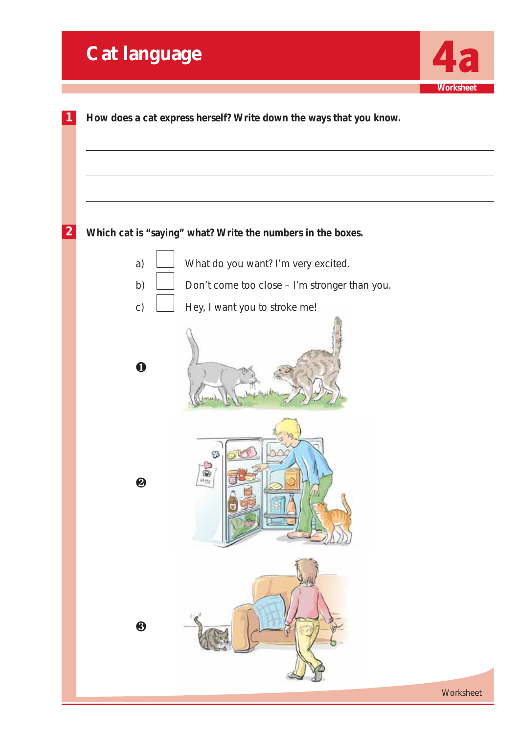# Cat language

**4a**

**Worksheet**

**1** **How does a cat express herself? Write down the ways that you know.**

___

___

___

**2** **Which cat is "saying" what? Write the numbers in the boxes.**

a) ☐ What do you want? I'm very excited.

b) ☐ Don't come too close – I'm stronger than you.

c) ☐ Hey, I want you to stroke me!

❶

❷

❸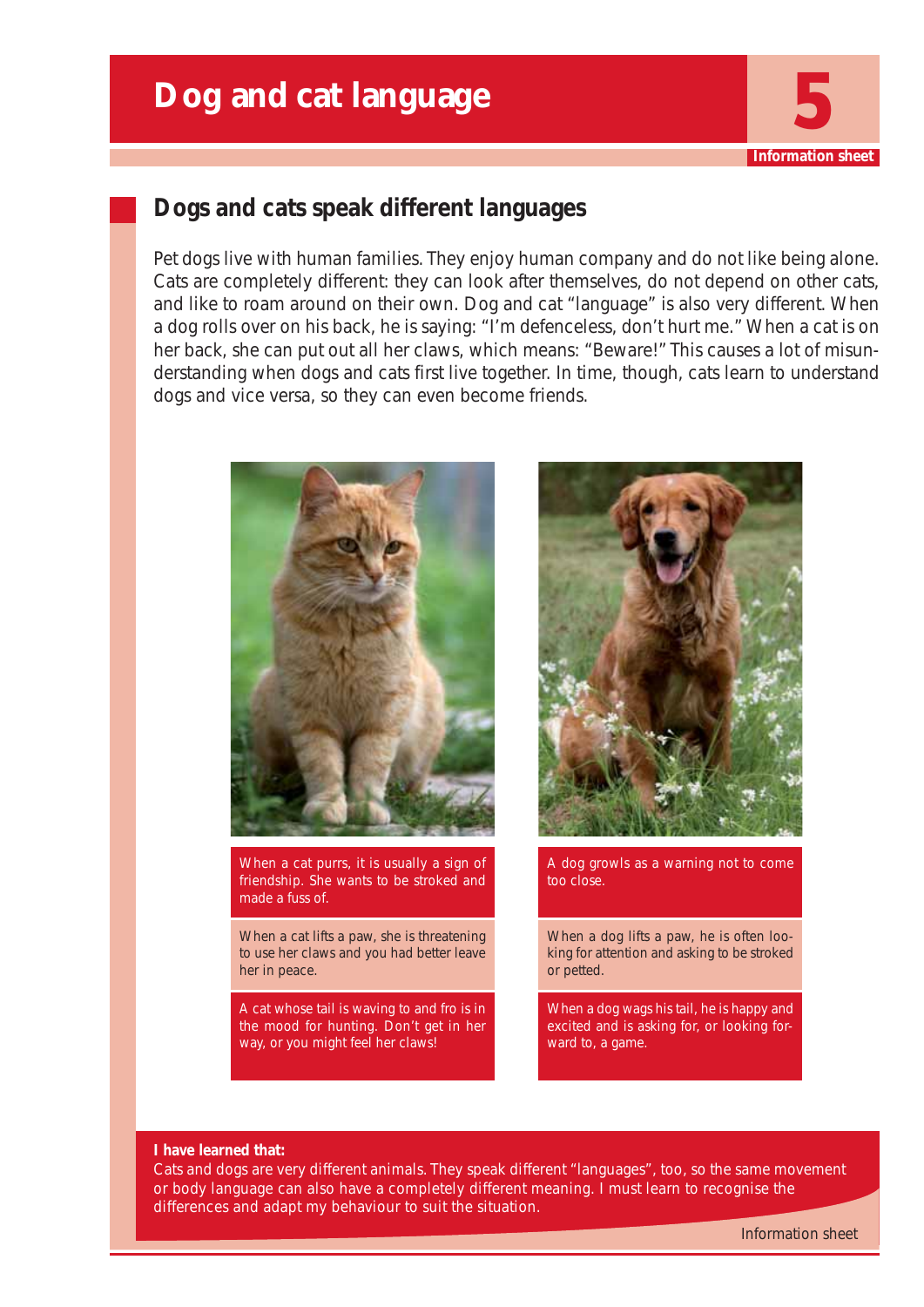# Dog and cat language

**5**

**Information sheet**

## Dogs and cats speak different languages

Pet dogs live with human families. They enjoy human company and do not like being alone. Cats are completely different: they can look after themselves, do not depend on other cats, and like to roam around on their own. Dog and cat "language" is also very different. When a dog rolls over on his back, he is saying: "I'm defenceless, don't hurt me." When a cat is on her back, she can put out all her claws, which means: "Beware!" This causes a lot of misunderstanding when dogs and cats first live together. In time, though, cats learn to understand dogs and vice versa, so they can even become friends.

When a cat purrs, it is usually a sign of friendship. She wants to be stroked and made a fuss of.

When a cat lifts a paw, she is threatening to use her claws and you had better leave her in peace.

A cat whose tail is waving to and fro is in the mood for hunting. Don't get in her way, or you might feel her claws!

A dog growls as a warning not to come too close.

When a dog lifts a paw, he is often looking for attention and asking to be stroked or petted.

When a dog wags his tail, he is happy and excited and is asking for, or looking forward to, a game.

**I have learned that:**

Cats and dogs are very different animals. They speak different "languages", too, so the same movement or body language can also have a completely different meaning. I must learn to recognise the differences and adapt my behaviour to suit the situation.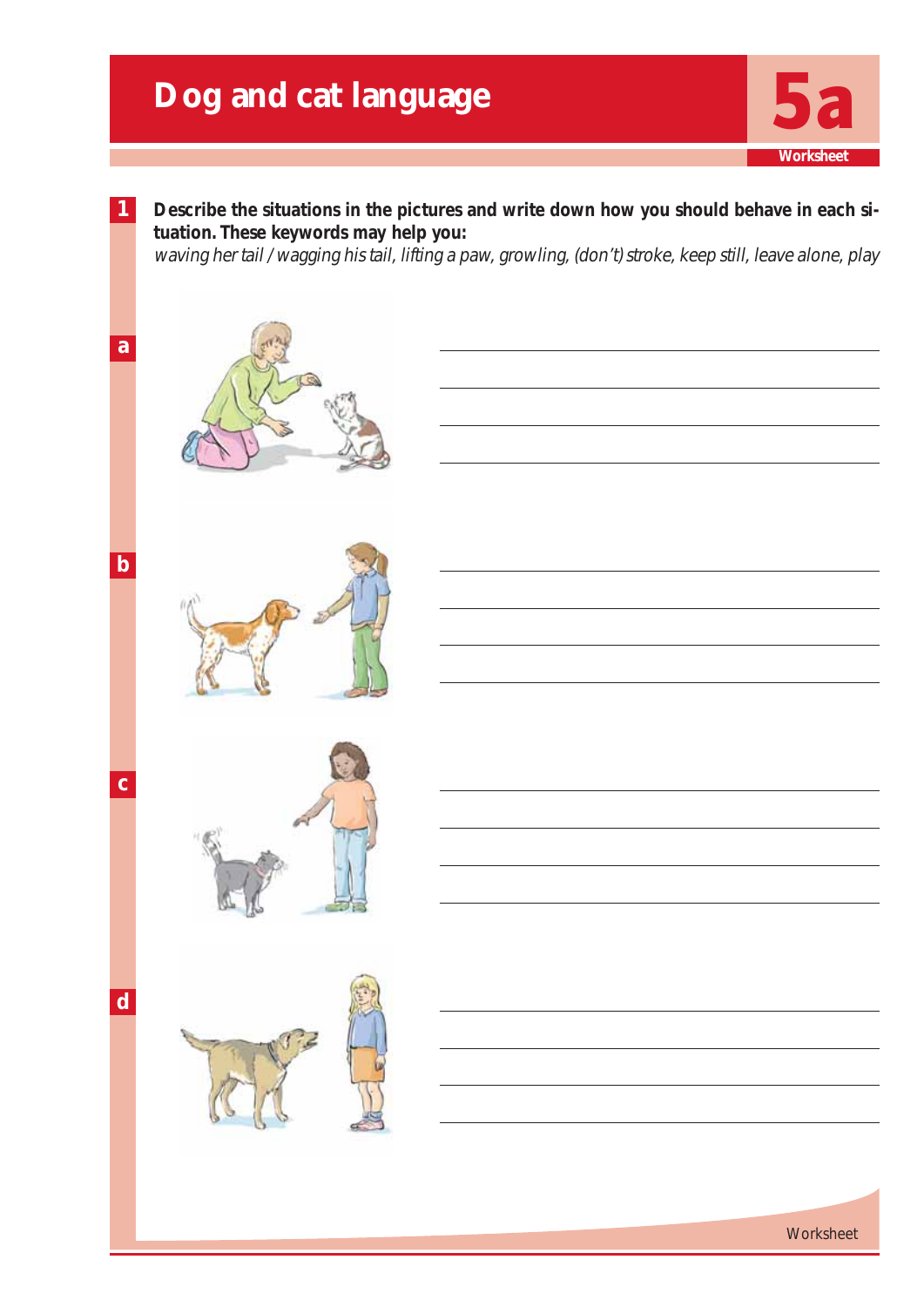# Dog and cat language

**5a**

**Worksheet**

**1** **Describe the situations in the pictures and write down how you should behave in each situation. These keywords may help you:**

*waving her tail / wagging his tail, lifting a paw, growling, (don't) stroke, keep still, leave alone, play*

**a**

______________________________________________

______________________________________________

______________________________________________

______________________________________________

**b**

______________________________________________

______________________________________________

______________________________________________

______________________________________________

**c**

______________________________________________

______________________________________________

______________________________________________

______________________________________________

**d**

______________________________________________

______________________________________________

______________________________________________

______________________________________________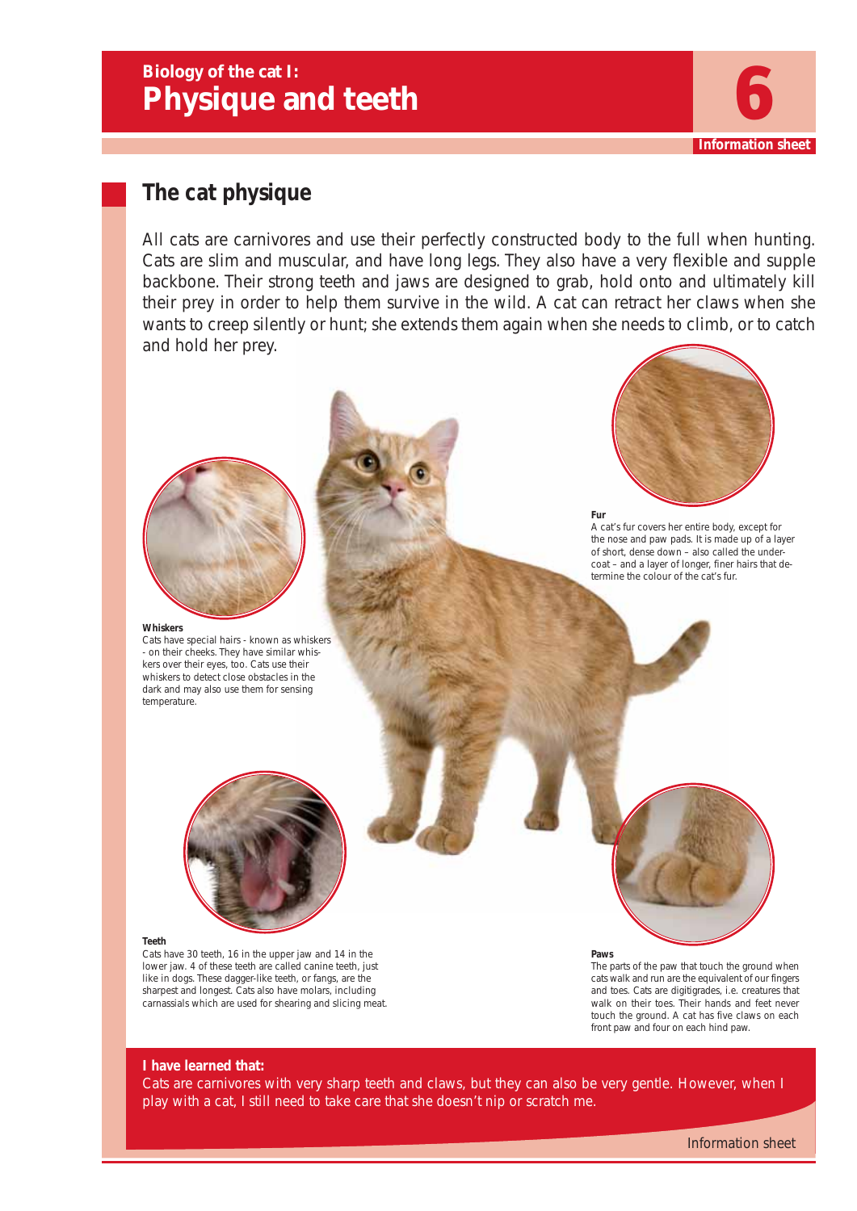# Biology of the cat I: Physique and teeth

**6**

Information sheet

## The cat physique

All cats are carnivores and use their perfectly constructed body to the full when hunting. Cats are slim and muscular, and have long legs. They also have a very flexible and supple backbone. Their strong teeth and jaws are designed to grab, hold onto and ultimately kill their prey in order to help them survive in the wild. A cat can retract her claws when she wants to creep silently or hunt; she extends them again when she needs to climb, or to catch and hold her prey.

**Fur**
A cat's fur covers her entire body, except for the nose and paw pads. It is made up of a layer of short, dense down – also called the undercoat – and a layer of longer, finer hairs that determine the colour of the cat's fur.

**Whiskers**
Cats have special hairs - known as whiskers - on their cheeks. They have similar whiskers over their eyes, too. Cats use their whiskers to detect close obstacles in the dark and may also use them for sensing temperature.

**Teeth**
Cats have 30 teeth, 16 in the upper jaw and 14 in the lower jaw. 4 of these teeth are called canine teeth, just like in dogs. These dagger-like teeth, or fangs, are the sharpest and longest. Cats also have molars, including carnassials which are used for shearing and slicing meat.

**Paws**
The parts of the paw that touch the ground when cats walk and run are the equivalent of our fingers and toes. Cats are digitigrades, i.e. creatures that walk on their toes. Their hands and feet never touch the ground. A cat has five claws on each front paw and four on each hind paw.

**I have learned that:**
Cats are carnivores with very sharp teeth and claws, but they can also be very gentle. However, when I play with a cat, I still need to take care that she doesn't nip or scratch me.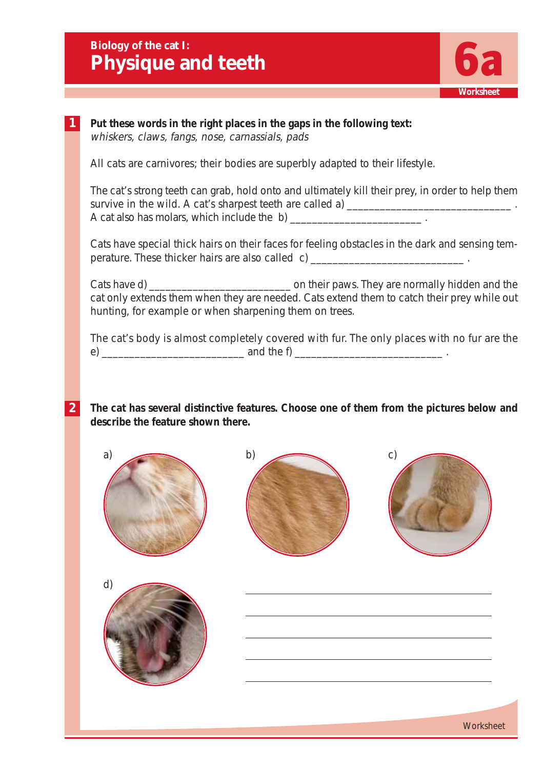# Biology of the cat I: Physique and teeth

**6a**

**Worksheet**

**1** **Put these words in the right places in the gaps in the following text:**
*whiskers, claws, fangs, nose, carnassials, pads*

All cats are carnivores; their bodies are superbly adapted to their lifestyle.

The cat's strong teeth can grab, hold onto and ultimately kill their prey, in order to help them survive in the wild. A cat's sharpest teeth are called a) ______________________________ .
A cat also has molars, which include the b) _______________________ .

Cats have special thick hairs on their faces for feeling obstacles in the dark and sensing temperature. These thicker hairs are also called c) ____________________________ .

Cats have d) __________________________ on their paws. They are normally hidden and the cat only extends them when they are needed. Cats extend them to catch their prey while out hunting, for example or when sharpening them on trees.

The cat's body is almost completely covered with fur. The only places with no fur are the e) __________________________ and the f) ___________________________ .

**2** **The cat has several distinctive features. Choose one of them from the pictures below and describe the feature shown there.**

a)

b)

c)

d)

______________________________________________

______________________________________________

______________________________________________

______________________________________________

______________________________________________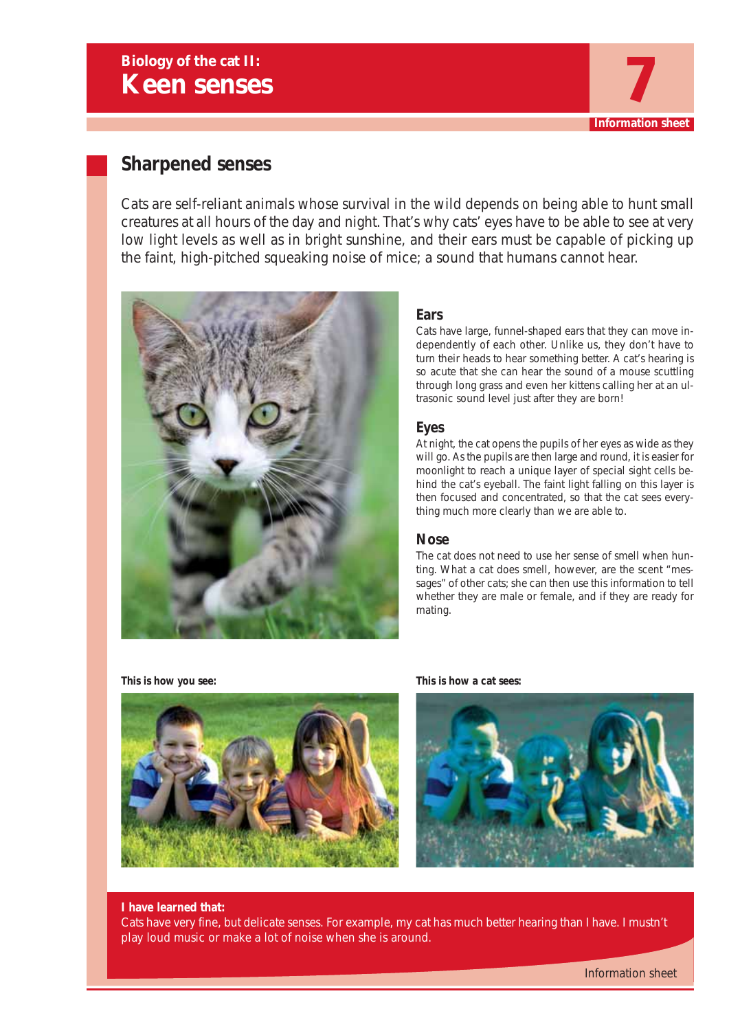# Biology of the cat II: Keen senses

7

Information sheet

## Sharpened senses

Cats are self-reliant animals whose survival in the wild depends on being able to hunt small creatures at all hours of the day and night. That's why cats' eyes have to be able to see at very low light levels as well as in bright sunshine, and their ears must be capable of picking up the faint, high-pitched squeaking noise of mice; a sound that humans cannot hear.

### Ears

Cats have large, funnel-shaped ears that they can move independently of each other. Unlike us, they don't have to turn their heads to hear something better. A cat's hearing is so acute that she can hear the sound of a mouse scuttling through long grass and even her kittens calling her at an ultrasonic sound level just after they are born!

### Eyes

At night, the cat opens the pupils of her eyes as wide as they will go. As the pupils are then large and round, it is easier for moonlight to reach a unique layer of special sight cells behind the cat's eyeball. The faint light falling on this layer is then focused and concentrated, so that the cat sees everything much more clearly than we are able to.

### Nose

The cat does not need to use her sense of smell when hunting. What a cat does smell, however, are the scent "messages" of other cats; she can then use this information to tell whether they are male or female, and if they are ready for mating.

**This is how you see:**

**This is how a cat sees:**

**I have learned that:**
Cats have very fine, but delicate senses. For example, my cat has much better hearing than I have. I mustn't play loud music or make a lot of noise when she is around.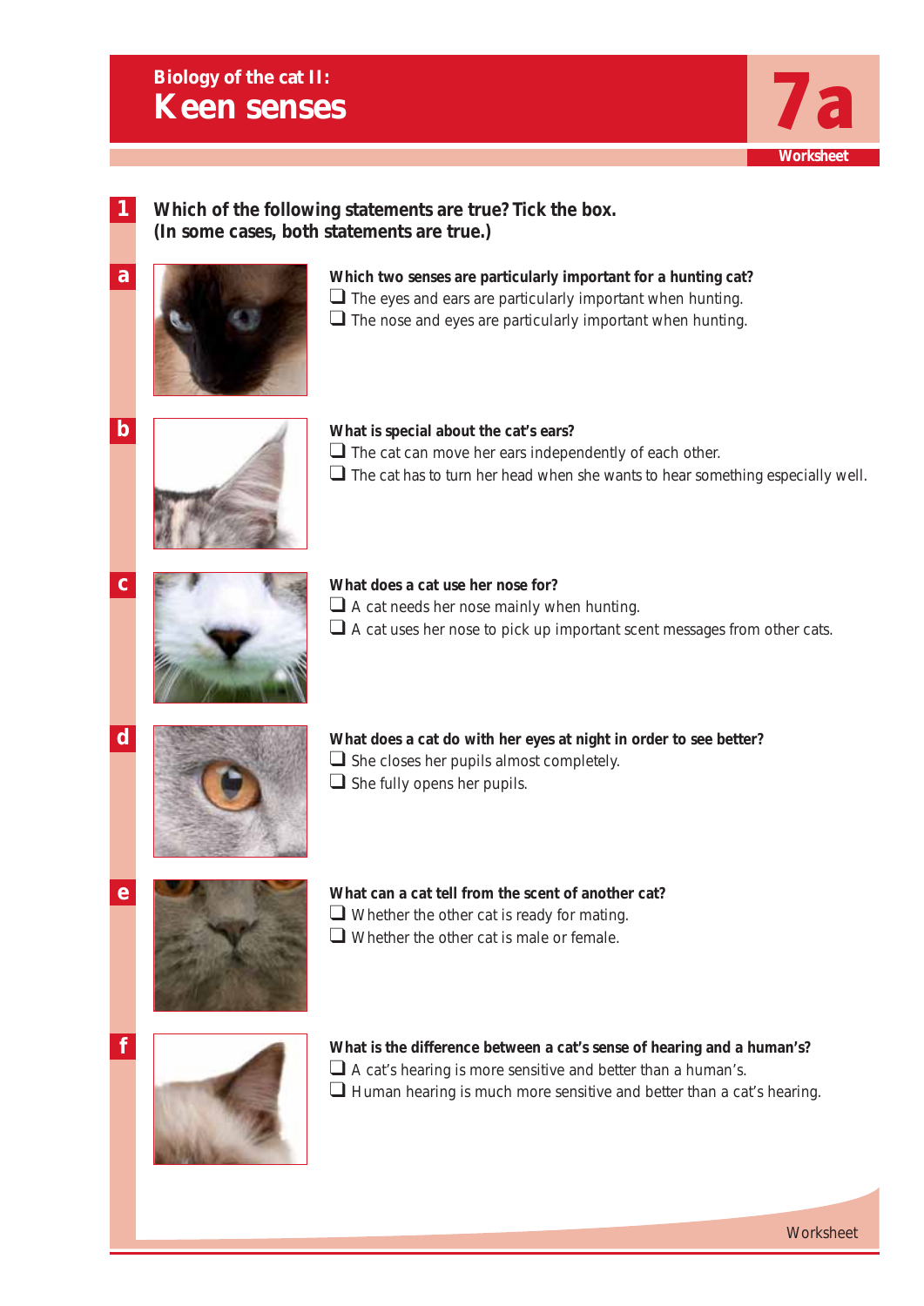# Biology of the cat II: Keen senses

**7a**

**Worksheet**

## 1 Which of the following statements are true? Tick the box. (In some cases, both statements are true.)

**a** **Which two senses are particularly important for a hunting cat?**

- ❑ The eyes and ears are particularly important when hunting.
- ❑ The nose and eyes are particularly important when hunting.

**b** **What is special about the cat's ears?**

- ❑ The cat can move her ears independently of each other.
- ❑ The cat has to turn her head when she wants to hear something especially well.

**c** **What does a cat use her nose for?**

- ❑ A cat needs her nose mainly when hunting.
- ❑ A cat uses her nose to pick up important scent messages from other cats.

**d** **What does a cat do with her eyes at night in order to see better?**

- ❑ She closes her pupils almost completely.
- ❑ She fully opens her pupils.

**e** **What can a cat tell from the scent of another cat?**

- ❑ Whether the other cat is ready for mating.
- ❑ Whether the other cat is male or female.

**f** **What is the difference between a cat's sense of hearing and a human's?**

- ❑ A cat's hearing is more sensitive and better than a human's.
- ❑ Human hearing is much more sensitive and better than a cat's hearing.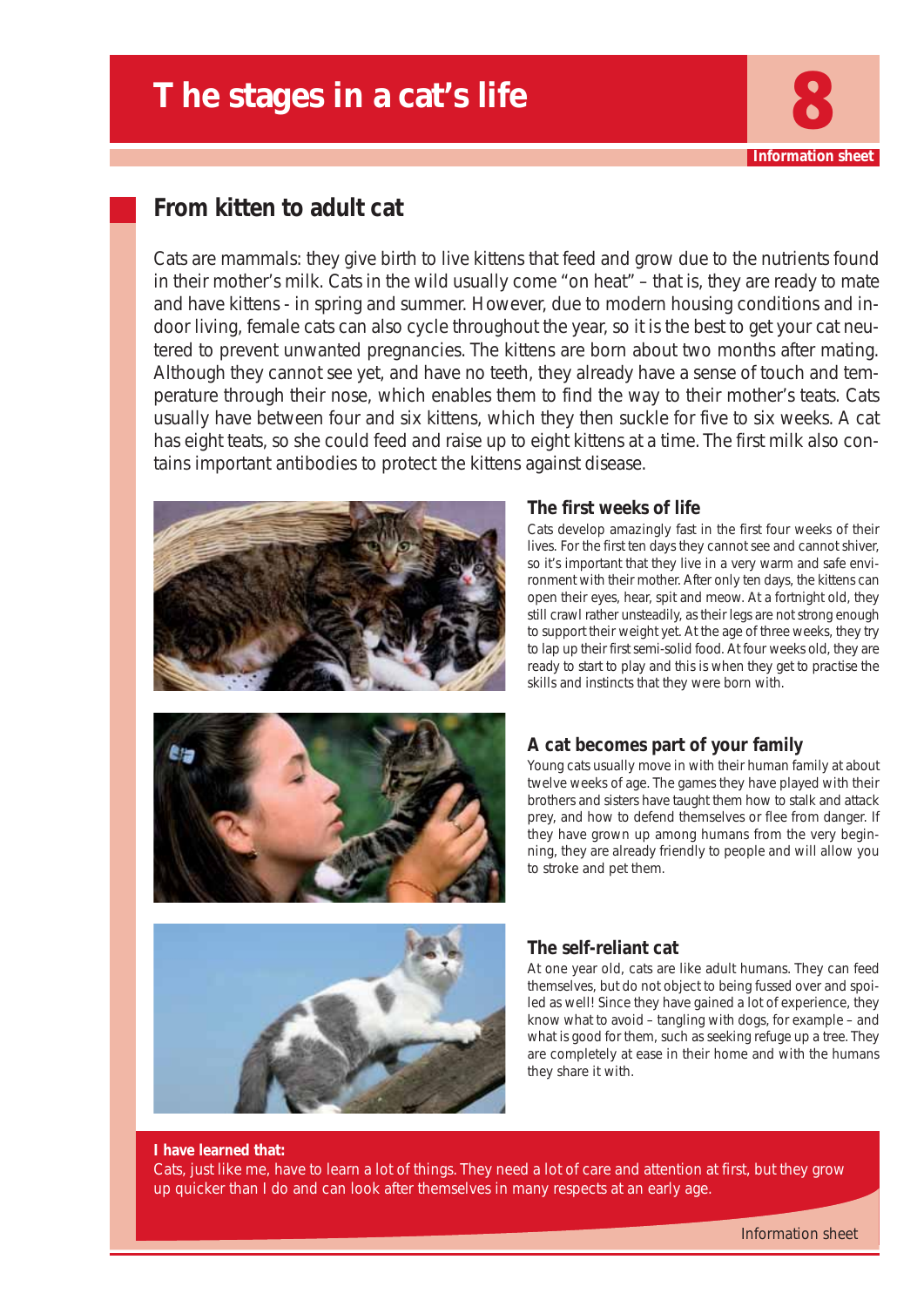# The stages in a cat's life

**8**

**Information sheet**

## From kitten to adult cat

Cats are mammals: they give birth to live kittens that feed and grow due to the nutrients found in their mother's milk. Cats in the wild usually come "on heat" – that is, they are ready to mate and have kittens - in spring and summer. However, due to modern housing conditions and indoor living, female cats can also cycle throughout the year, so it is the best to get your cat neutered to prevent unwanted pregnancies. The kittens are born about two months after mating. Although they cannot see yet, and have no teeth, they already have a sense of touch and temperature through their nose, which enables them to find the way to their mother's teats. Cats usually have between four and six kittens, which they then suckle for five to six weeks. A cat has eight teats, so she could feed and raise up to eight kittens at a time. The first milk also contains important antibodies to protect the kittens against disease.

### The first weeks of life

Cats develop amazingly fast in the first four weeks of their lives. For the first ten days they cannot see and cannot shiver, so it's important that they live in a very warm and safe environment with their mother. After only ten days, the kittens can open their eyes, hear, spit and meow. At a fortnight old, they still crawl rather unsteadily, as their legs are not strong enough to support their weight yet. At the age of three weeks, they try to lap up their first semi-solid food. At four weeks old, they are ready to start to play and this is when they get to practise the skills and instincts that they were born with.

### A cat becomes part of your family

Young cats usually move in with their human family at about twelve weeks of age. The games they have played with their brothers and sisters have taught them how to stalk and attack prey, and how to defend themselves or flee from danger. If they have grown up among humans from the very beginning, they are already friendly to people and will allow you to stroke and pet them.

### The self-reliant cat

At one year old, cats are like adult humans. They can feed themselves, but do not object to being fussed over and spoiled as well! Since they have gained a lot of experience, they know what to avoid – tangling with dogs, for example – and what is good for them, such as seeking refuge up a tree. They are completely at ease in their home and with the humans they share it with.

**I have learned that:**
Cats, just like me, have to learn a lot of things. They need a lot of care and attention at first, but they grow up quicker than I do and can look after themselves in many respects at an early age.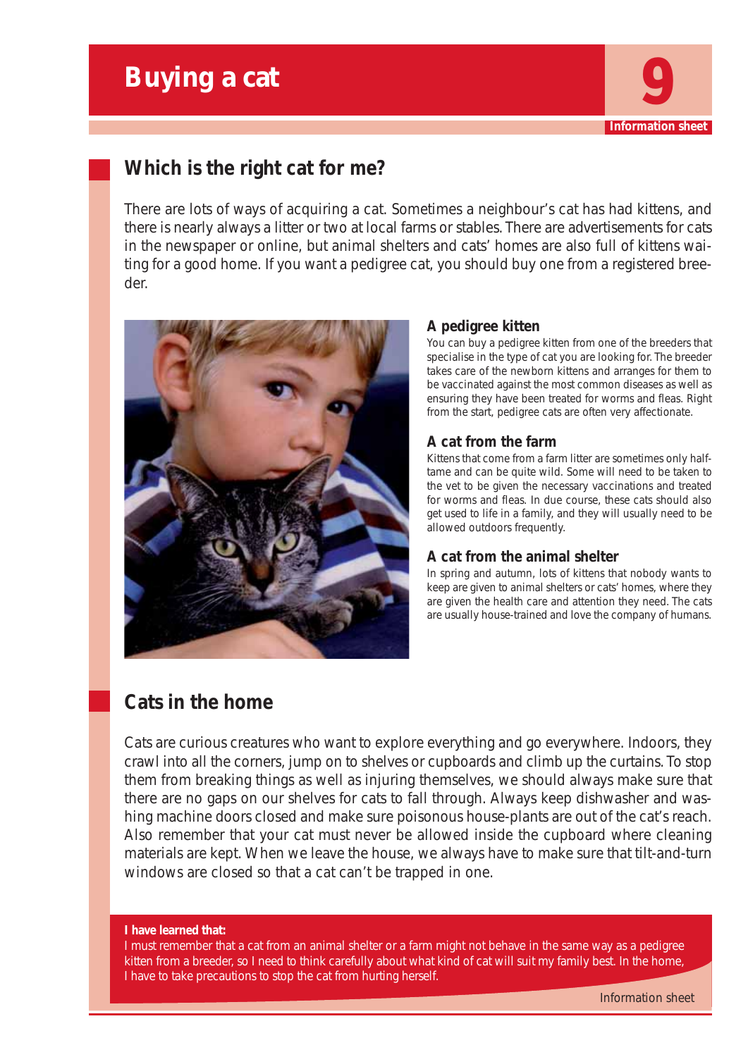# Buying a cat

**9**

**Information sheet**

## Which is the right cat for me?

There are lots of ways of acquiring a cat. Sometimes a neighbour's cat has had kittens, and there is nearly always a litter or two at local farms or stables. There are advertisements for cats in the newspaper or online, but animal shelters and cats' homes are also full of kittens waiting for a good home. If you want a pedigree cat, you should buy one from a registered breeder.

### A pedigree kitten

You can buy a pedigree kitten from one of the breeders that specialise in the type of cat you are looking for. The breeder takes care of the newborn kittens and arranges for them to be vaccinated against the most common diseases as well as ensuring they have been treated for worms and fleas. Right from the start, pedigree cats are often very affectionate.

### A cat from the farm

Kittens that come from a farm litter are sometimes only half-tame and can be quite wild. Some will need to be taken to the vet to be given the necessary vaccinations and treated for worms and fleas. In due course, these cats should also get used to life in a family, and they will usually need to be allowed outdoors frequently.

### A cat from the animal shelter

In spring and autumn, lots of kittens that nobody wants to keep are given to animal shelters or cats' homes, where they are given the health care and attention they need. The cats are usually house-trained and love the company of humans.

## Cats in the home

Cats are curious creatures who want to explore everything and go everywhere. Indoors, they crawl into all the corners, jump on to shelves or cupboards and climb up the curtains. To stop them from breaking things as well as injuring themselves, we should always make sure that there are no gaps on our shelves for cats to fall through. Always keep dishwasher and washing machine doors closed and make sure poisonous house-plants are out of the cat's reach. Also remember that your cat must never be allowed inside the cupboard where cleaning materials are kept. When we leave the house, we always have to make sure that tilt-and-turn windows are closed so that a cat can't be trapped in one.

**I have learned that:**
I must remember that a cat from an animal shelter or a farm might not behave in the same way as a pedigree kitten from a breeder, so I need to think carefully about what kind of cat will suit my family best. In the home, I have to take precautions to stop the cat from hurting herself.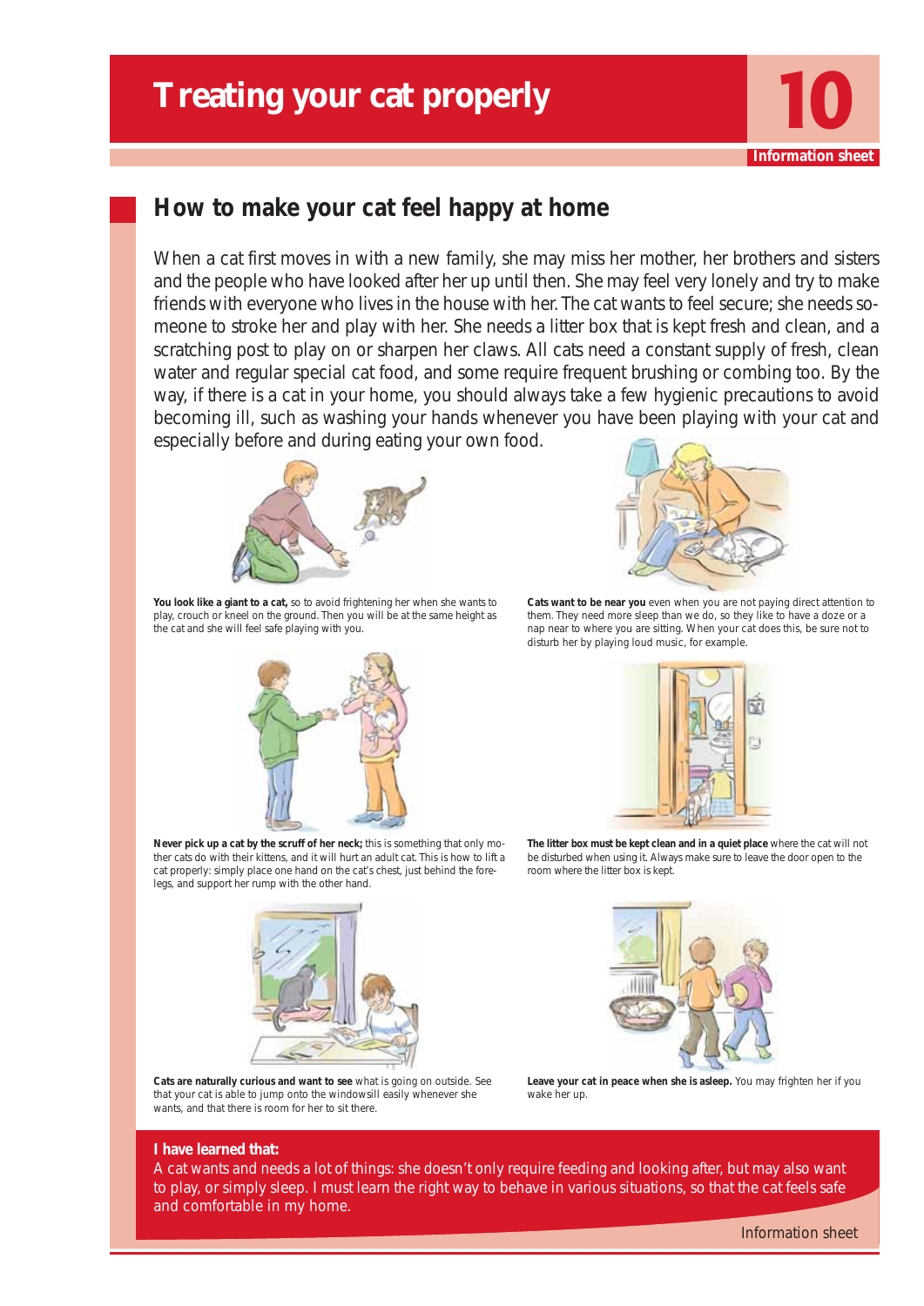# Treating your cat properly

**10**
**Information sheet**

## How to make your cat feel happy at home

When a cat first moves in with a new family, she may miss her mother, her brothers and sisters and the people who have looked after her up until then. She may feel very lonely and try to make friends with everyone who lives in the house with her. The cat wants to feel secure; she needs someone to stroke her and play with her. She needs a litter box that is kept fresh and clean, and a scratching post to play on or sharpen her claws. All cats need a constant supply of fresh, clean water and regular special cat food, and some require frequent brushing or combing too. By the way, if there is a cat in your home, you should always take a few hygienic precautions to avoid becoming ill, such as washing your hands whenever you have been playing with your cat and especially before and during eating your own food.

**You look like a giant to a cat,** so to avoid frightening her when she wants to play, crouch or kneel on the ground. Then you will be at the same height as the cat and she will feel safe playing with you.

**Cats want to be near you** even when you are not paying direct attention to them. They need more sleep than we do, so they like to have a doze or a nap near to where you are sitting. When your cat does this, be sure not to disturb her by playing loud music, for example.

**Never pick up a cat by the scruff of her neck;** this is something that only mother cats do with their kittens, and it will hurt an adult cat. This is how to lift a cat properly: simply place one hand on the cat's chest, just behind the forelegs, and support her rump with the other hand.

**The litter box must be kept clean and in a quiet place** where the cat will not be disturbed when using it. Always make sure to leave the door open to the room where the litter box is kept.

**Cats are naturally curious and want to see** what is going on outside. See that your cat is able to jump onto the windowsill easily whenever she wants, and that there is room for her to sit there.

**Leave your cat in peace when she is asleep.** You may frighten her if you wake her up.

**I have learned that:**
A cat wants and needs a lot of things: she doesn't only require feeding and looking after, but may also want to play, or simply sleep. I must learn the right way to behave in various situations, so that the cat feels safe and comfortable in my home.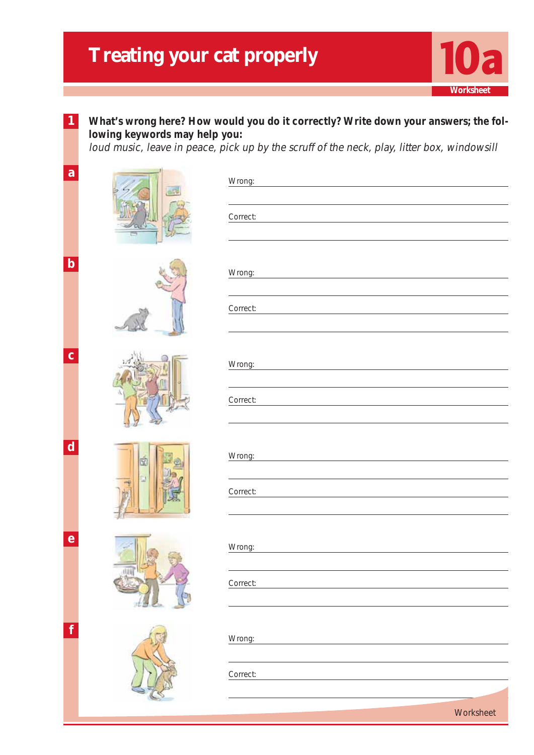# Treating your cat properly

**10a**

Worksheet

**1** **What's wrong here? How would you do it correctly? Write down your answers; the following keywords may help you:**
*loud music, leave in peace, pick up by the scruff of the neck, play, litter box, windowsill*

**a**

Wrong: ____________________

Correct: ____________________

**b**

Wrong: ____________________

Correct: ____________________

**c**

Wrong: ____________________

Correct: ____________________

**d**

Wrong: ____________________

Correct: ____________________

**e**

Wrong: ____________________

Correct: ____________________

**f**

Wrong: ____________________

Correct: ____________________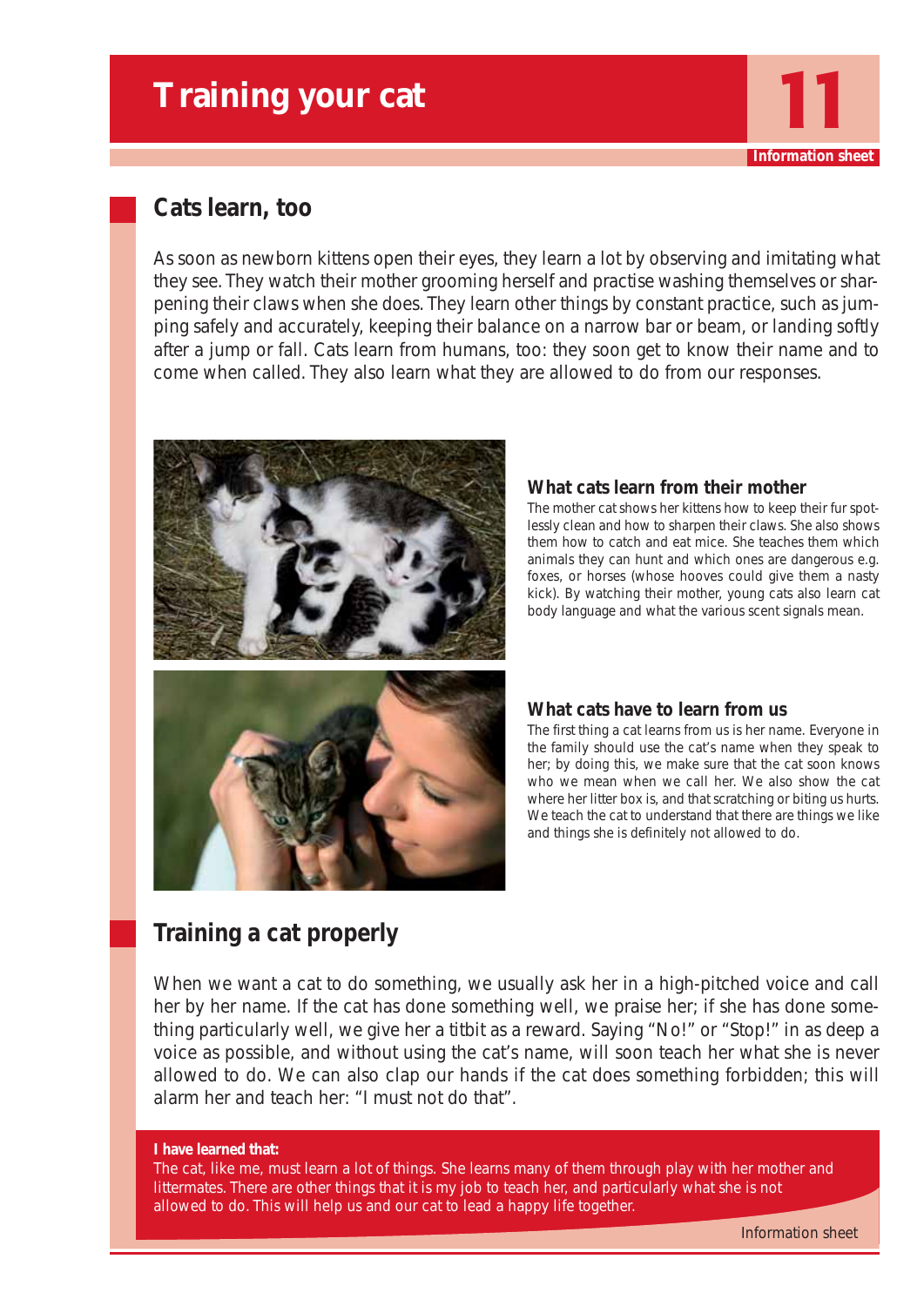# Training your cat

**11**

**Information sheet**

## Cats learn, too

As soon as newborn kittens open their eyes, they learn a lot by observing and imitating what they see. They watch their mother grooming herself and practise washing themselves or sharpening their claws when she does. They learn other things by constant practice, such as jumping safely and accurately, keeping their balance on a narrow bar or beam, or landing softly after a jump or fall. Cats learn from humans, too: they soon get to know their name and to come when called. They also learn what they are allowed to do from our responses.

### What cats learn from their mother

The mother cat shows her kittens how to keep their fur spotlessly clean and how to sharpen their claws. She also shows them how to catch and eat mice. She teaches them which animals they can hunt and which ones are dangerous e.g. foxes, or horses (whose hooves could give them a nasty kick). By watching their mother, young cats also learn cat body language and what the various scent signals mean.

### What cats have to learn from us

The first thing a cat learns from us is her name. Everyone in the family should use the cat's name when they speak to her; by doing this, we make sure that the cat soon knows who we mean when we call her. We also show the cat where her litter box is, and that scratching or biting us hurts. We teach the cat to understand that there are things we like and things she is definitely not allowed to do.

## Training a cat properly

When we want a cat to do something, we usually ask her in a high-pitched voice and call her by her name. If the cat has done something well, we praise her; if she has done something particularly well, we give her a titbit as a reward. Saying "No!" or "Stop!" in as deep a voice as possible, and without using the cat's name, will soon teach her what she is never allowed to do. We can also clap our hands if the cat does something forbidden; this will alarm her and teach her: "I must not do that".

**I have learned that:**
The cat, like me, must learn a lot of things. She learns many of them through play with her mother and littermates. There are other things that it is my job to teach her, and particularly what she is not allowed to do. This will help us and our cat to lead a happy life together.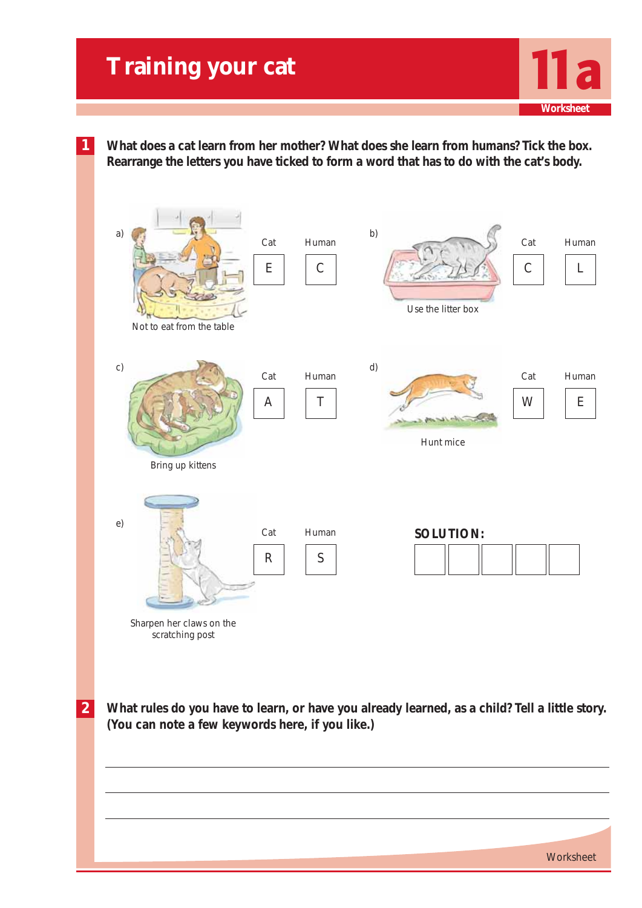# Training your cat

**11a**

**Worksheet**

**1** **What does a cat learn from her mother? What does she learn from humans? Tick the box. Rearrange the letters you have ticked to form a word that has to do with the cat's body.**

a) Not to eat from the table

| Cat | Human |
|---|---|
| E | C |

b) Use the litter box

| Cat | Human |
|---|---|
| C | L |

c) Bring up kittens

| Cat | Human |
|---|---|
| A | T |

d) Hunt mice

| Cat | Human |
|---|---|
| W | E |

e) Sharpen her claws on the scratching post

| Cat | Human |
|---|---|
| R | S |

**SOLUTION:**

| | | | | |
|---|---|---|---|---|
| | | | | |

**2** **What rules do you have to learn, or have you already learned, as a child? Tell a little story. (You can note a few keywords here, if you like.)**

_______________________________________________

_______________________________________________

_______________________________________________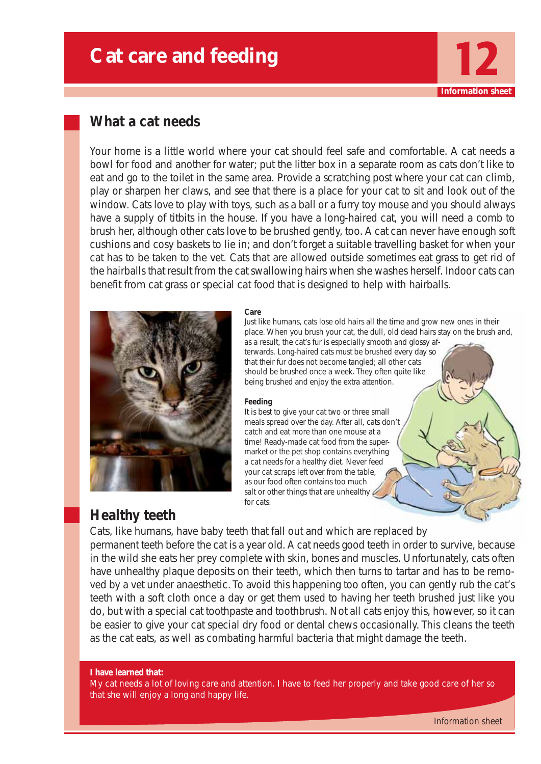# Cat care and feeding

**12**

**Information sheet**

## What a cat needs

Your home is a little world where your cat should feel safe and comfortable. A cat needs a bowl for food and another for water; put the litter box in a separate room as cats don't like to eat and go to the toilet in the same area. Provide a scratching post where your cat can climb, play or sharpen her claws, and see that there is a place for your cat to sit and look out of the window. Cats love to play with toys, such as a ball or a furry toy mouse and you should always have a supply of titbits in the house. If you have a long-haired cat, you will need a comb to brush her, although other cats love to be brushed gently, too. A cat can never have enough soft cushions and cosy baskets to lie in; and don't forget a suitable travelling basket for when your cat has to be taken to the vet. Cats that are allowed outside sometimes eat grass to get rid of the hairballs that result from the cat swallowing hairs when she washes herself. Indoor cats can benefit from cat grass or special cat food that is designed to help with hairballs.

**Care**

Just like humans, cats lose old hairs all the time and grow new ones in their place. When you brush your cat, the dull, old dead hairs stay on the brush and, as a result, the cat's fur is especially smooth and glossy afterwards. Long-haired cats must be brushed every day so that their fur does not become tangled; all other cats should be brushed once a week. They often quite like being brushed and enjoy the extra attention.

**Feeding**

It is best to give your cat two or three small meals spread over the day. After all, cats don't catch and eat more than one mouse at a time! Ready-made cat food from the supermarket or the pet shop contains everything a cat needs for a healthy diet. Never feed your cat scraps left over from the table, as our food often contains too much salt or other things that are unhealthy for cats.

## Healthy teeth

Cats, like humans, have baby teeth that fall out and which are replaced by permanent teeth before the cat is a year old. A cat needs good teeth in order to survive, because in the wild she eats her prey complete with skin, bones and muscles. Unfortunately, cats often have unhealthy plaque deposits on their teeth, which then turns to tartar and has to be removed by a vet under anaesthetic. To avoid this happening too often, you can gently rub the cat's teeth with a soft cloth once a day or get them used to having her teeth brushed just like you do, but with a special cat toothpaste and toothbrush. Not all cats enjoy this, however, so it can be easier to give your cat special dry food or dental chews occasionally. This cleans the teeth as the cat eats, as well as combating harmful bacteria that might damage the teeth.

**I have learned that:**

My cat needs a lot of loving care and attention. I have to feed her properly and take good care of her so that she will enjoy a long and happy life.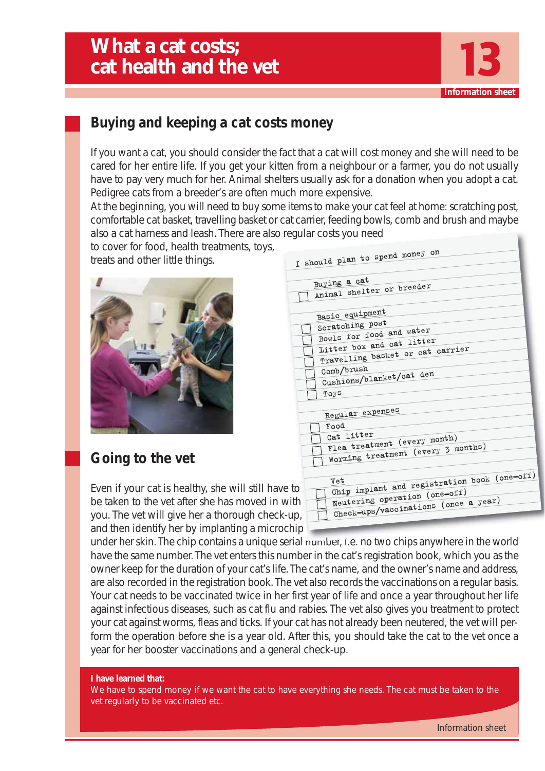# What a cat costs; cat health and the vet

13

Information sheet

## Buying and keeping a cat costs money

If you want a cat, you should consider the fact that a cat will cost money and she will need to be cared for her entire life. If you get your kitten from a neighbour or a farmer, you do not usually have to pay very much for her. Animal shelters usually ask for a donation when you adopt a cat. Pedigree cats from a breeder's are often much more expensive.

At the beginning, you will need to buy some items to make your cat feel at home: scratching post, comfortable cat basket, travelling basket or cat carrier, feeding bowls, comb and brush and maybe also a cat harness and leash. There are also regular costs you need to cover for food, health treatments, toys, treats and other little things.

I should plan to spend money on

**Buying a cat**
- [ ] Animal shelter or breeder

**Basic equipment**
- [ ] Scratching post
- [ ] Bowls for food and water
- [ ] Litter box and cat litter
- [ ] Travelling basket or cat carrier
- [ ] Comb/brush
- [ ] Cushions/blanket/cat den
- [ ] Toys

**Regular expenses**
- [ ] Food
- [ ] Cat litter
- [ ] Flea treatment (every month)
- [ ] Worming treatment (every 3 months)

**Vet**
- [ ] Chip implant and registration book (one-off)
- [ ] Neutering operation (one-off)
- [ ] Check-ups/vaccinations (once a year)

## Going to the vet

Even if your cat is healthy, she will still have to be taken to the vet after she has moved in with you. The vet will give her a thorough check-up, and then identify her by implanting a microchip under her skin. The chip contains a unique serial number, i.e. no two chips anywhere in the world have the same number. The vet enters this number in the cat's registration book, which you as the owner keep for the duration of your cat's life. The cat's name, and the owner's name and address, are also recorded in the registration book. The vet also records the vaccinations on a regular basis. Your cat needs to be vaccinated twice in her first year of life and once a year throughout her life against infectious diseases, such as cat flu and rabies. The vet also gives you treatment to protect your cat against worms, fleas and ticks. If your cat has not already been neutered, the vet will perform the operation before she is a year old. After this, you should take the cat to the vet once a year for her booster vaccinations and a general check-up.

**I have learned that:**
We have to spend money if we want the cat to have everything she needs. The cat must be taken to the vet regularly to be vaccinated etc.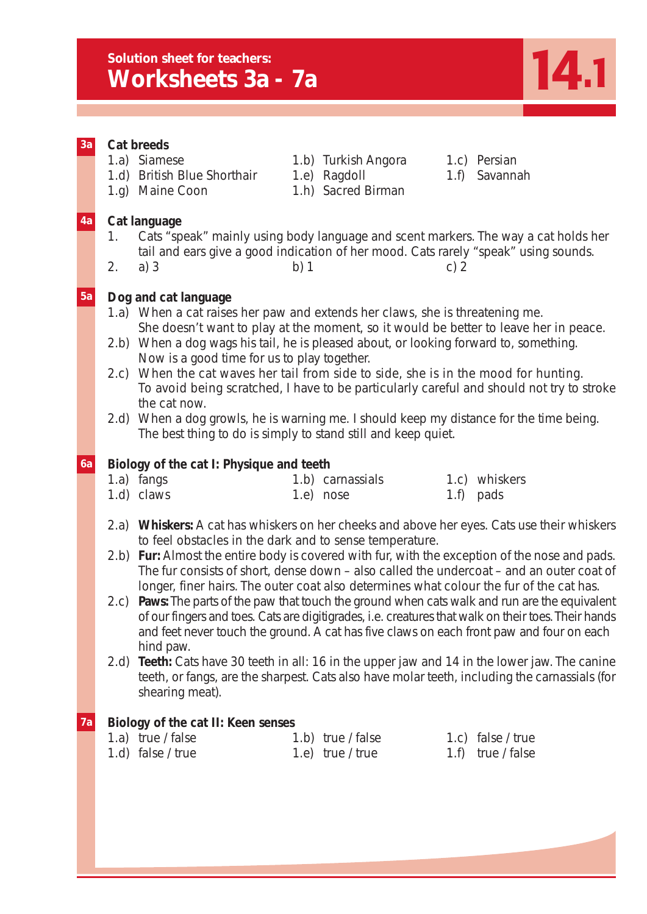# Solution sheet for teachers: Worksheets 3a - 7a

**14.1**

## 3a Cat breeds

1.a) Siamese
1.b) Turkish Angora
1.c) Persian
1.d) British Blue Shorthair
1.e) Ragdoll
1.f) Savannah
1.g) Maine Coon
1.h) Sacred Birman

## 4a Cat language

1. Cats "speak" mainly using body language and scent markers. The way a cat holds her tail and ears give a good indication of her mood. Cats rarely "speak" using sounds.
2. a) 3  b) 1  c) 2

## 5a Dog and cat language

1.a) When a cat raises her paw and extends her claws, she is threatening me. She doesn't want to play at the moment, so it would be better to leave her in peace.

2.b) When a dog wags his tail, he is pleased about, or looking forward to, something. Now is a good time for us to play together.

2.c) When the cat waves her tail from side to side, she is in the mood for hunting. To avoid being scratched, I have to be particularly careful and should not try to stroke the cat now.

2.d) When a dog growls, he is warning me. I should keep my distance for the time being. The best thing to do is simply to stand still and keep quiet.

## 6a Biology of the cat I: Physique and teeth

1.a) fangs
1.b) carnassials
1.c) whiskers
1.d) claws
1.e) nose
1.f) pads

2.a) **Whiskers:** A cat has whiskers on her cheeks and above her eyes. Cats use their whiskers to feel obstacles in the dark and to sense temperature.

2.b) **Fur:** Almost the entire body is covered with fur, with the exception of the nose and pads. The fur consists of short, dense down – also called the undercoat – and an outer coat of longer, finer hairs. The outer coat also determines what colour the fur of the cat has.

2.c) **Paws:** The parts of the paw that touch the ground when cats walk and run are the equivalent of our fingers and toes. Cats are digitigrades, i.e. creatures that walk on their toes. Their hands and feet never touch the ground. A cat has five claws on each front paw and four on each hind paw.

2.d) **Teeth:** Cats have 30 teeth in all: 16 in the upper jaw and 14 in the lower jaw. The canine teeth, or fangs, are the sharpest. Cats also have molar teeth, including the carnassials (for shearing meat).

## 7a Biology of the cat II: Keen senses

1.a) true / false
1.b) true / false
1.c) false / true
1.d) false / true
1.e) true / true
1.f) true / false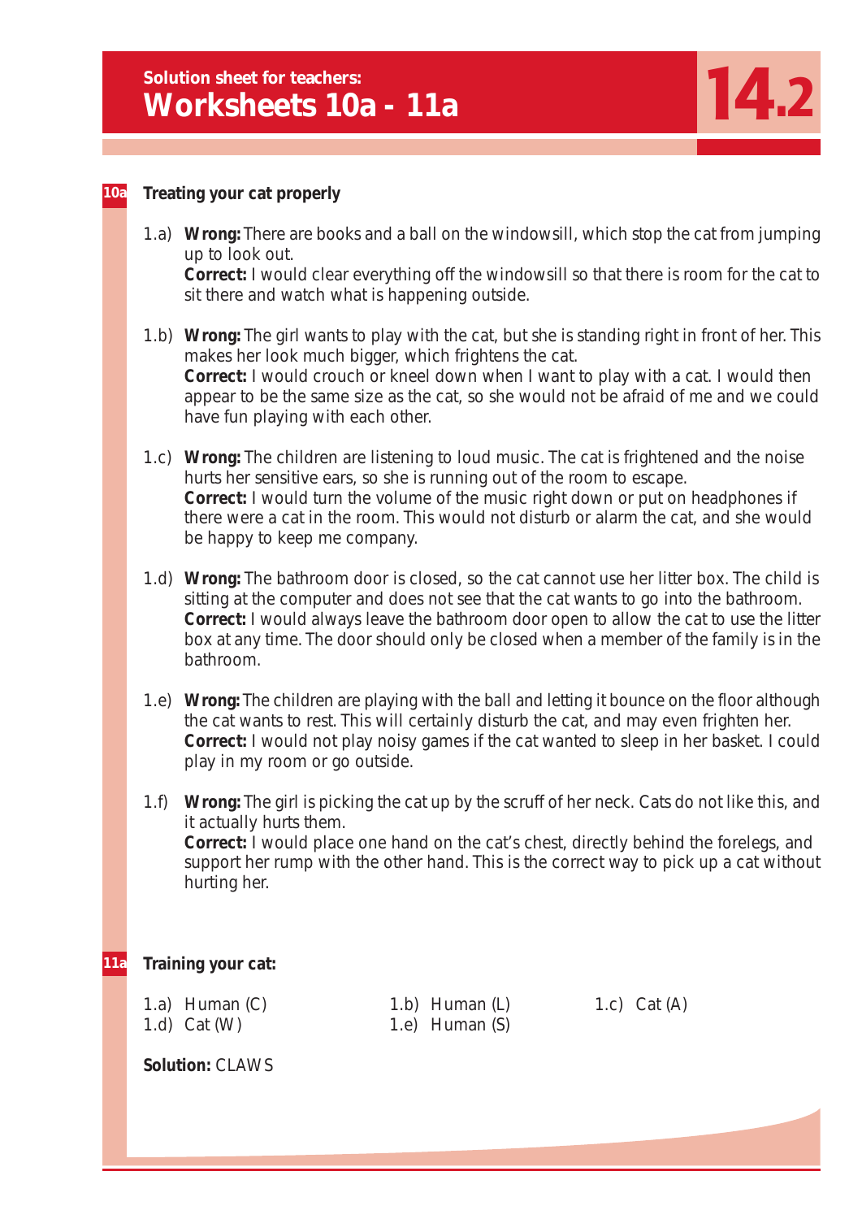Solution sheet for teachers:

# Worksheets 10a - 11a

**14.2**

## 10a Treating your cat properly

1.a) **Wrong:** There are books and a ball on the windowsill, which stop the cat from jumping up to look out.
**Correct:** I would clear everything off the windowsill so that there is room for the cat to sit there and watch what is happening outside.

1.b) **Wrong:** The girl wants to play with the cat, but she is standing right in front of her. This makes her look much bigger, which frightens the cat.
**Correct:** I would crouch or kneel down when I want to play with a cat. I would then appear to be the same size as the cat, so she would not be afraid of me and we could have fun playing with each other.

1.c) **Wrong:** The children are listening to loud music. The cat is frightened and the noise hurts her sensitive ears, so she is running out of the room to escape.
**Correct:** I would turn the volume of the music right down or put on headphones if there were a cat in the room. This would not disturb or alarm the cat, and she would be happy to keep me company.

1.d) **Wrong:** The bathroom door is closed, so the cat cannot use her litter box. The child is sitting at the computer and does not see that the cat wants to go into the bathroom.
**Correct:** I would always leave the bathroom door open to allow the cat to use the litter box at any time. The door should only be closed when a member of the family is in the bathroom.

1.e) **Wrong:** The children are playing with the ball and letting it bounce on the floor although the cat wants to rest. This will certainly disturb the cat, and may even frighten her.
**Correct:** I would not play noisy games if the cat wanted to sleep in her basket. I could play in my room or go outside.

1.f) **Wrong:** The girl is picking the cat up by the scruff of her neck. Cats do not like this, and it actually hurts them.
**Correct:** I would place one hand on the cat's chest, directly behind the forelegs, and support her rump with the other hand. This is the correct way to pick up a cat without hurting her.

## 11a Training your cat:

1.a) Human (C)
1.b) Human (L)
1.c) Cat (A)
1.d) Cat (W)
1.e) Human (S)

**Solution:** CLAWS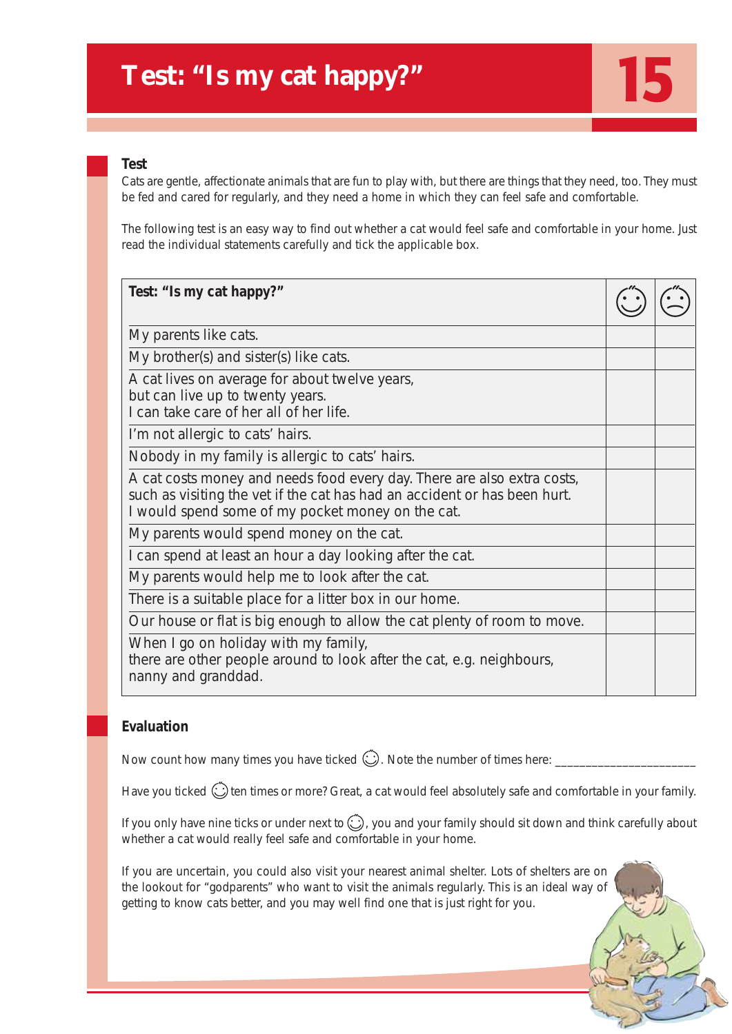# Test: "Is my cat happy?" 15

## Test

Cats are gentle, affectionate animals that are fun to play with, but there are things that they need, too. They must be fed and cared for regularly, and they need a home in which they can feel safe and comfortable.

The following test is an easy way to find out whether a cat would feel safe and comfortable in your home. Just read the individual statements carefully and tick the applicable box.

| Test: "Is my cat happy?" | ☺ | ☹ |
|---|---|---|
| My parents like cats. | | |
| My brother(s) and sister(s) like cats. | | |
| A cat lives on average for about twelve years, but can live up to twenty years. I can take care of her all of her life. | | |
| I'm not allergic to cats' hairs. | | |
| Nobody in my family is allergic to cats' hairs. | | |
| A cat costs money and needs food every day. There are also extra costs, such as visiting the vet if the cat has had an accident or has been hurt. I would spend some of my pocket money on the cat. | | |
| My parents would spend money on the cat. | | |
| I can spend at least an hour a day looking after the cat. | | |
| My parents would help me to look after the cat. | | |
| There is a suitable place for a litter box in our home. | | |
| Our house or flat is big enough to allow the cat plenty of room to move. | | |
| When I go on holiday with my family, there are other people around to look after the cat, e.g. neighbours, nanny and granddad. | | |

## Evaluation

Now count how many times you have ticked ☺. Note the number of times here: ______________________

Have you ticked ☺ ten times or more? Great, a cat would feel absolutely safe and comfortable in your family.

If you only have nine ticks or under next to ☺, you and your family should sit down and think carefully about whether a cat would really feel safe and comfortable in your home.

If you are uncertain, you could also visit your nearest animal shelter. Lots of shelters are on the lookout for "godparents" who want to visit the animals regularly. This is an ideal way of getting to know cats better, and you may well find one that is just right for you.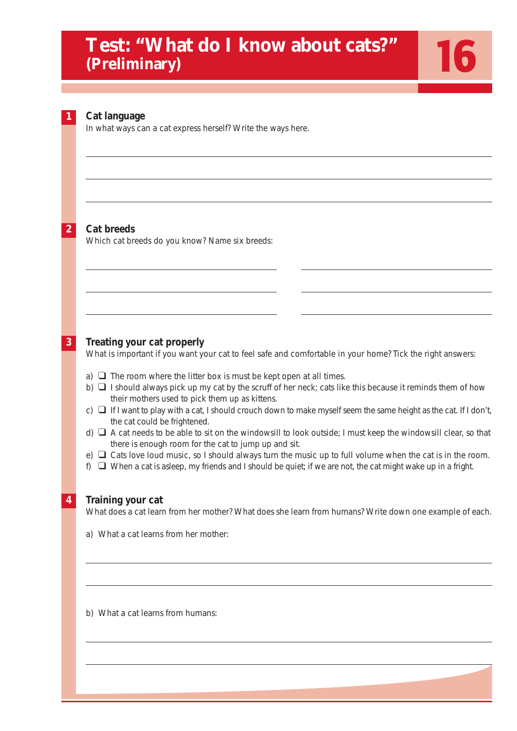# Test: "What do I know about cats?" (Preliminary)

16

## 1 Cat language

In what ways can a cat express herself? Write the ways here.

______________________________________________

______________________________________________

______________________________________________

## 2 Cat breeds

Which cat breeds do you know? Name six breeds:

______________________ ______________________

______________________ ______________________

______________________ ______________________

## 3 Treating your cat properly

What is important if you want your cat to feel safe and comfortable in your home? Tick the right answers:

a) ❑ The room where the litter box is must be kept open at all times.
b) ❑ I should always pick up my cat by the scruff of her neck; cats like this because it reminds them of how their mothers used to pick them up as kittens.
c) ❑ If I want to play with a cat, I should crouch down to make myself seem the same height as the cat. If I don't, the cat could be frightened.
d) ❑ A cat needs to be able to sit on the windowsill to look outside; I must keep the windowsill clear, so that there is enough room for the cat to jump up and sit.
e) ❑ Cats love loud music, so I should always turn the music up to full volume when the cat is in the room.
f) ❑ When a cat is asleep, my friends and I should be quiet; if we are not, the cat might wake up in a fright.

## 4 Training your cat

What does a cat learn from her mother? What does she learn from humans? Write down one example of each.

a) What a cat learns from her mother:

______________________________________________

______________________________________________

b) What a cat learns from humans:

______________________________________________

______________________________________________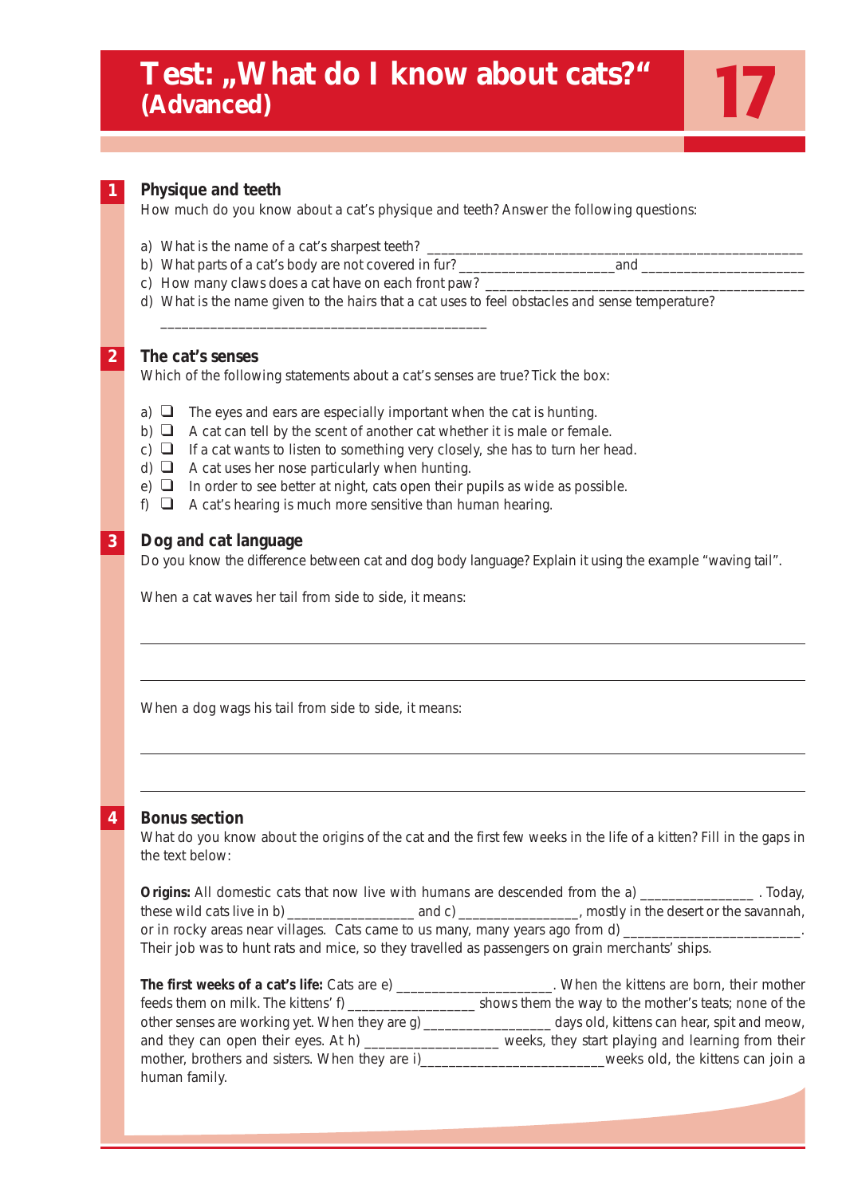# Test: „What do I know about cats?“ (Advanced)

17

## 1 Physique and teeth

How much do you know about a cat's physique and teeth? Answer the following questions:

a) What is the name of a cat's sharpest teeth? ______________________________________________________

b) What parts of a cat's body are not covered in fur? ______________________ and ______________________

c) How many claws does a cat have on each front paw? ______________________________________________

d) What is the name given to the hairs that a cat uses to feel obstacles and sense temperature?

______________________________________________

## 2 The cat's senses

Which of the following statements about a cat's senses are true? Tick the box:

a) ❑ The eyes and ears are especially important when the cat is hunting.

b) ❑ A cat can tell by the scent of another cat whether it is male or female.

c) ❑ If a cat wants to listen to something very closely, she has to turn her head.

d) ❑ A cat uses her nose particularly when hunting.

e) ❑ In order to see better at night, cats open their pupils as wide as possible.

f) ❑ A cat's hearing is much more sensitive than human hearing.

## 3 Dog and cat language

Do you know the difference between cat and dog body language? Explain it using the example "waving tail".

When a cat waves her tail from side to side, it means:

______________________________________________

______________________________________________

When a dog wags his tail from side to side, it means:

______________________________________________

______________________________________________

## 4 Bonus section

What do you know about the origins of the cat and the first few weeks in the life of a kitten? Fill in the gaps in the text below:

**Origins:** All domestic cats that now live with humans are descended from the a) _______________ . Today, these wild cats live in b) _________________ and c) ________________, mostly in the desert or the savannah, or in rocky areas near villages. Cats came to us many, many years ago from d) ________________________. Their job was to hunt rats and mice, so they travelled as passengers on grain merchants' ships.

**The first weeks of a cat's life:** Cats are e) _____________________. When the kittens are born, their mother feeds them on milk. The kittens' f) ________________ shows them the way to the mother's teats; none of the other senses are working yet. When they are g) _________________ days old, kittens can hear, spit and meow, and they can open their eyes. At h) __________________ weeks, they start playing and learning from their mother, brothers and sisters. When they are i)________________________weeks old, the kittens can join a human family.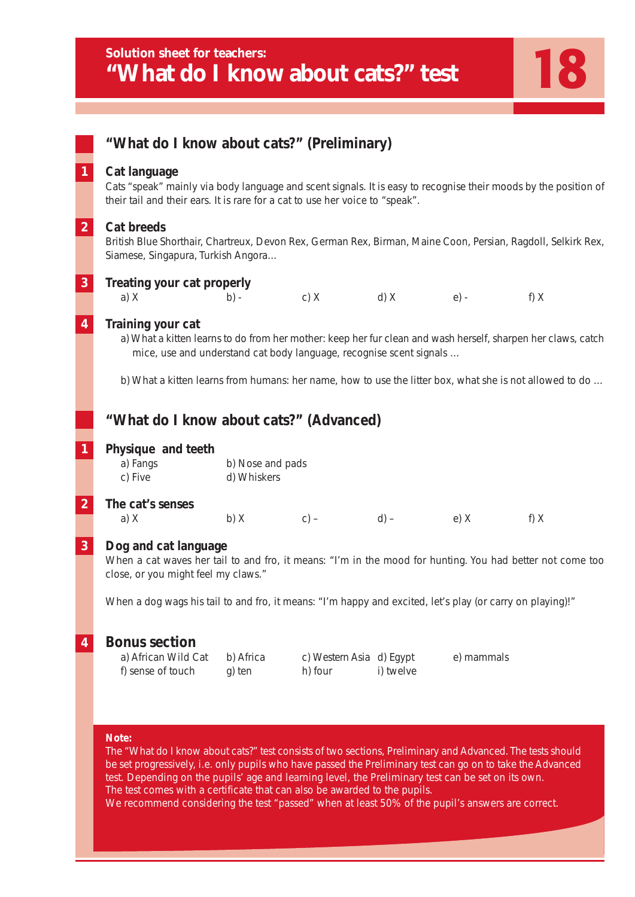# Solution sheet for teachers: "What do I know about cats?" test

18

## "What do I know about cats?" (Preliminary)

### 1 Cat language

Cats "speak" mainly via body language and scent signals. It is easy to recognise their moods by the position of their tail and their ears. It is rare for a cat to use her voice to "speak".

### 2 Cat breeds

British Blue Shorthair, Chartreux, Devon Rex, German Rex, Birman, Maine Coon, Persian, Ragdoll, Selkirk Rex, Siamese, Singapura, Turkish Angora…

### 3 Treating your cat properly

| a) X | b) - | c) X | d) X | e) - | f) X |
|---|---|---|---|---|---|

### 4 Training your cat

a) What a kitten learns to do from her mother: keep her fur clean and wash herself, sharpen her claws, catch mice, use and understand cat body language, recognise scent signals …

b) What a kitten learns from humans: her name, how to use the litter box, what she is not allowed to do …

## "What do I know about cats?" (Advanced)

### 1 Physique and teeth

| a) Fangs | b) Nose and pads |
|---|---|
| c) Five | d) Whiskers |

### 2 The cat's senses

| a) X | b) X | c) – | d) – | e) X | f) X |
|---|---|---|---|---|---|

### 3 Dog and cat language

When a cat waves her tail to and fro, it means: "I'm in the mood for hunting. You had better not come too close, or you might feel my claws."

When a dog wags his tail to and fro, it means: "I'm happy and excited, let's play (or carry on playing)!"

### 4 Bonus section

| a) African Wild Cat | b) Africa | c) Western Asia | d) Egypt | e) mammals |
|---|---|---|---|---|
| f) sense of touch | g) ten | h) four | i) twelve | |

**Note:**
The "What do I know about cats?" test consists of two sections, Preliminary and Advanced. The tests should be set progressively, i.e. only pupils who have passed the Preliminary test can go on to take the Advanced test. Depending on the pupils' age and learning level, the Preliminary test can be set on its own.
The test comes with a certificate that can also be awarded to the pupils.
We recommend considering the test "passed" when at least 50% of the pupil's answers are correct.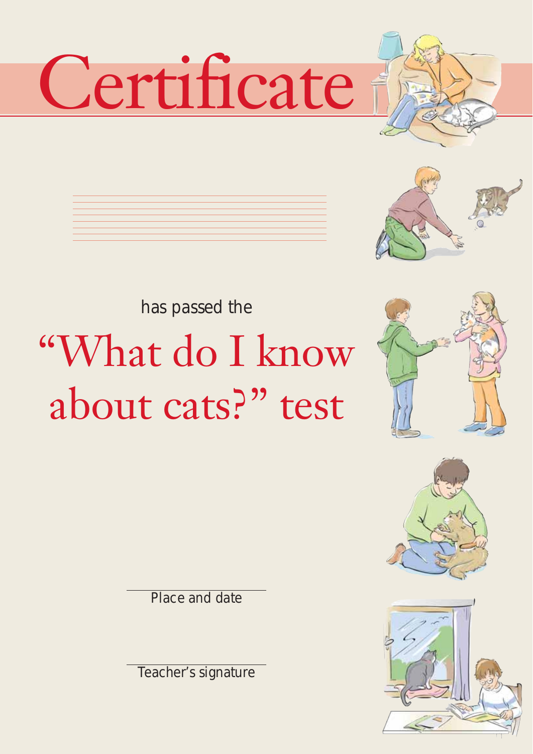# Certificate

has passed the

## "What do I know about cats?" test

Place and date

Teacher's signature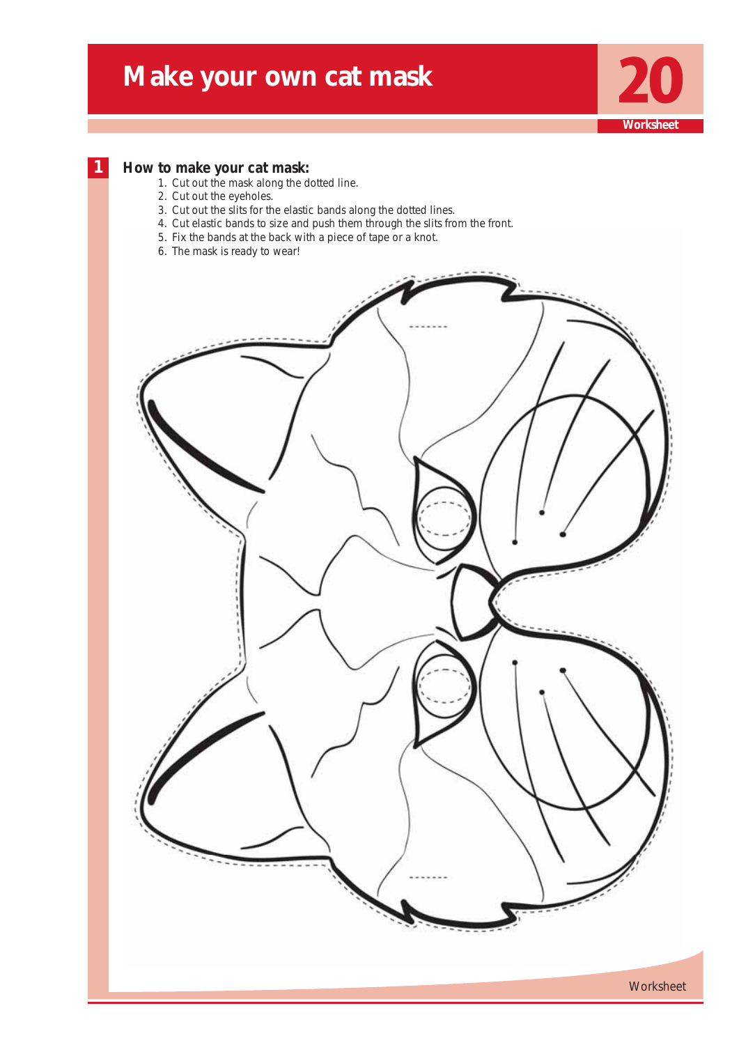# Make your own cat mask

20

Worksheet

## 1 How to make your cat mask:

1. Cut out the mask along the dotted line.
2. Cut out the eyeholes.
3. Cut out the slits for the elastic bands along the dotted lines.
4. Cut elastic bands to size and push them through the slits from the front.
5. Fix the bands at the back with a piece of tape or a knot.
6. The mask is ready to wear!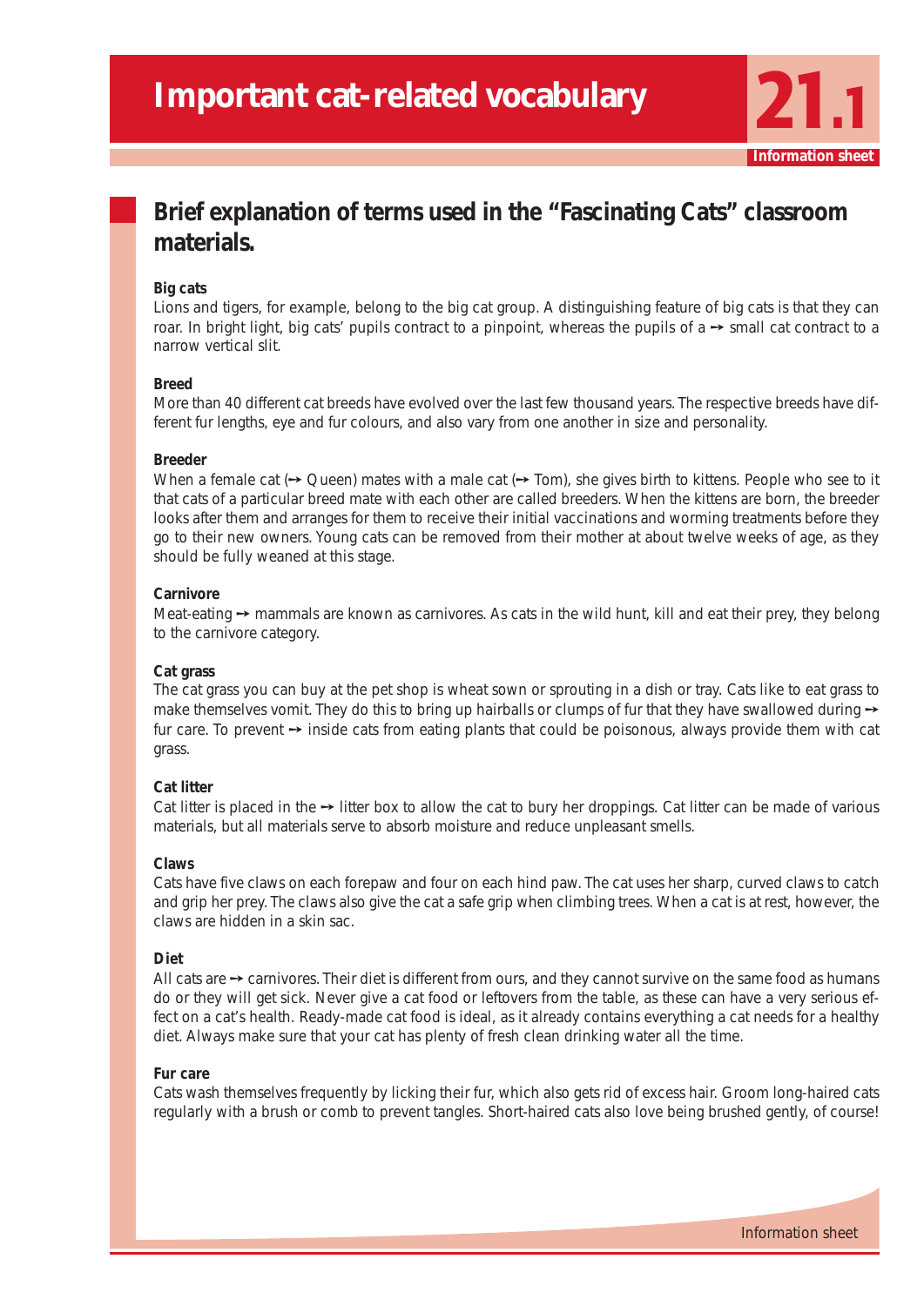# Important cat-related vocabulary

**21.1**

**Information sheet**

## Brief explanation of terms used in the "Fascinating Cats" classroom materials.

**Big cats**
Lions and tigers, for example, belong to the big cat group. A distinguishing feature of big cats is that they can roar. In bright light, big cats' pupils contract to a pinpoint, whereas the pupils of a ➝ small cat contract to a narrow vertical slit.

**Breed**
More than 40 different cat breeds have evolved over the last few thousand years. The respective breeds have different fur lengths, eye and fur colours, and also vary from one another in size and personality.

**Breeder**
When a female cat (➝ Queen) mates with a male cat (➝ Tom), she gives birth to kittens. People who see to it that cats of a particular breed mate with each other are called breeders. When the kittens are born, the breeder looks after them and arranges for them to receive their initial vaccinations and worming treatments before they go to their new owners. Young cats can be removed from their mother at about twelve weeks of age, as they should be fully weaned at this stage.

**Carnivore**
Meat-eating ➝ mammals are known as carnivores. As cats in the wild hunt, kill and eat their prey, they belong to the carnivore category.

**Cat grass**
The cat grass you can buy at the pet shop is wheat sown or sprouting in a dish or tray. Cats like to eat grass to make themselves vomit. They do this to bring up hairballs or clumps of fur that they have swallowed during ➝ fur care. To prevent ➝ inside cats from eating plants that could be poisonous, always provide them with cat grass.

**Cat litter**
Cat litter is placed in the ➝ litter box to allow the cat to bury her droppings. Cat litter can be made of various materials, but all materials serve to absorb moisture and reduce unpleasant smells.

**Claws**
Cats have five claws on each forepaw and four on each hind paw. The cat uses her sharp, curved claws to catch and grip her prey. The claws also give the cat a safe grip when climbing trees. When a cat is at rest, however, the claws are hidden in a skin sac.

**Diet**
All cats are ➝ carnivores. Their diet is different from ours, and they cannot survive on the same food as humans do or they will get sick. Never give a cat food or leftovers from the table, as these can have a very serious effect on a cat's health. Ready-made cat food is ideal, as it already contains everything a cat needs for a healthy diet. Always make sure that your cat has plenty of fresh clean drinking water all the time.

**Fur care**
Cats wash themselves frequently by licking their fur, which also gets rid of excess hair. Groom long-haired cats regularly with a brush or comb to prevent tangles. Short-haired cats also love being brushed gently, of course!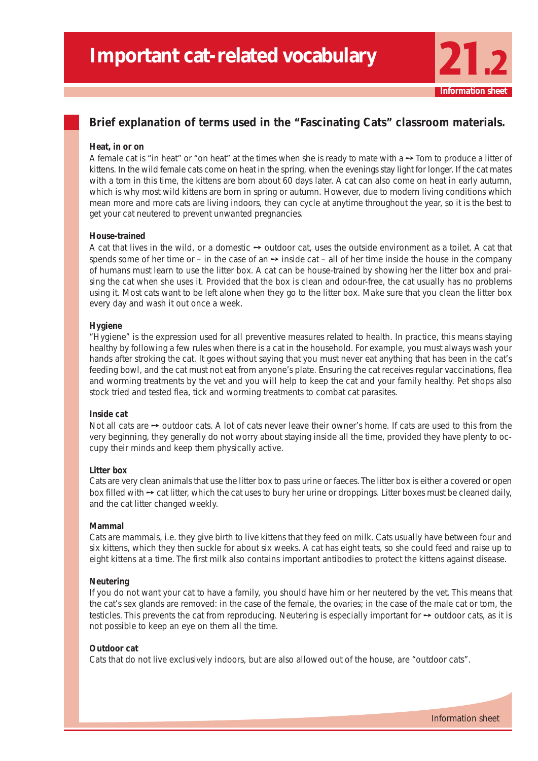# Important cat-related vocabulary

**21.2**

Information sheet

## Brief explanation of terms used in the "Fascinating Cats" classroom materials.

**Heat, in or on**

A female cat is "in heat" or "on heat" at the times when she is ready to mate with a ➝ Tom to produce a litter of kittens. In the wild female cats come on heat in the spring, when the evenings stay light for longer. If the cat mates with a tom in this time, the kittens are born about 60 days later. A cat can also come on heat in early autumn, which is why most wild kittens are born in spring or autumn. However, due to modern living conditions which mean more and more cats are living indoors, they can cycle at anytime throughout the year, so it is the best to get your cat neutered to prevent unwanted pregnancies.

**House-trained**

A cat that lives in the wild, or a domestic ➝ outdoor cat, uses the outside environment as a toilet. A cat that spends some of her time or – in the case of an ➝ inside cat – all of her time inside the house in the company of humans must learn to use the litter box. A cat can be house-trained by showing her the litter box and praising the cat when she uses it. Provided that the box is clean and odour-free, the cat usually has no problems using it. Most cats want to be left alone when they go to the litter box. Make sure that you clean the litter box every day and wash it out once a week.

**Hygiene**

"Hygiene" is the expression used for all preventive measures related to health. In practice, this means staying healthy by following a few rules when there is a cat in the household. For example, you must always wash your hands after stroking the cat. It goes without saying that you must never eat anything that has been in the cat's feeding bowl, and the cat must not eat from anyone's plate. Ensuring the cat receives regular vaccinations, flea and worming treatments by the vet and you will help to keep the cat and your family healthy. Pet shops also stock tried and tested flea, tick and worming treatments to combat cat parasites.

**Inside cat**

Not all cats are ➝ outdoor cats. A lot of cats never leave their owner's home. If cats are used to this from the very beginning, they generally do not worry about staying inside all the time, provided they have plenty to occupy their minds and keep them physically active.

**Litter box**

Cats are very clean animals that use the litter box to pass urine or faeces. The litter box is either a covered or open box filled with ➝ cat litter, which the cat uses to bury her urine or droppings. Litter boxes must be cleaned daily, and the cat litter changed weekly.

**Mammal**

Cats are mammals, i.e. they give birth to live kittens that they feed on milk. Cats usually have between four and six kittens, which they then suckle for about six weeks. A cat has eight teats, so she could feed and raise up to eight kittens at a time. The first milk also contains important antibodies to protect the kittens against disease.

**Neutering**

If you do not want your cat to have a family, you should have him or her neutered by the vet. This means that the cat's sex glands are removed: in the case of the female, the ovaries; in the case of the male cat or tom, the testicles. This prevents the cat from reproducing. Neutering is especially important for ➝ outdoor cats, as it is not possible to keep an eye on them all the time.

**Outdoor cat**

Cats that do not live exclusively indoors, but are also allowed out of the house, are "outdoor cats".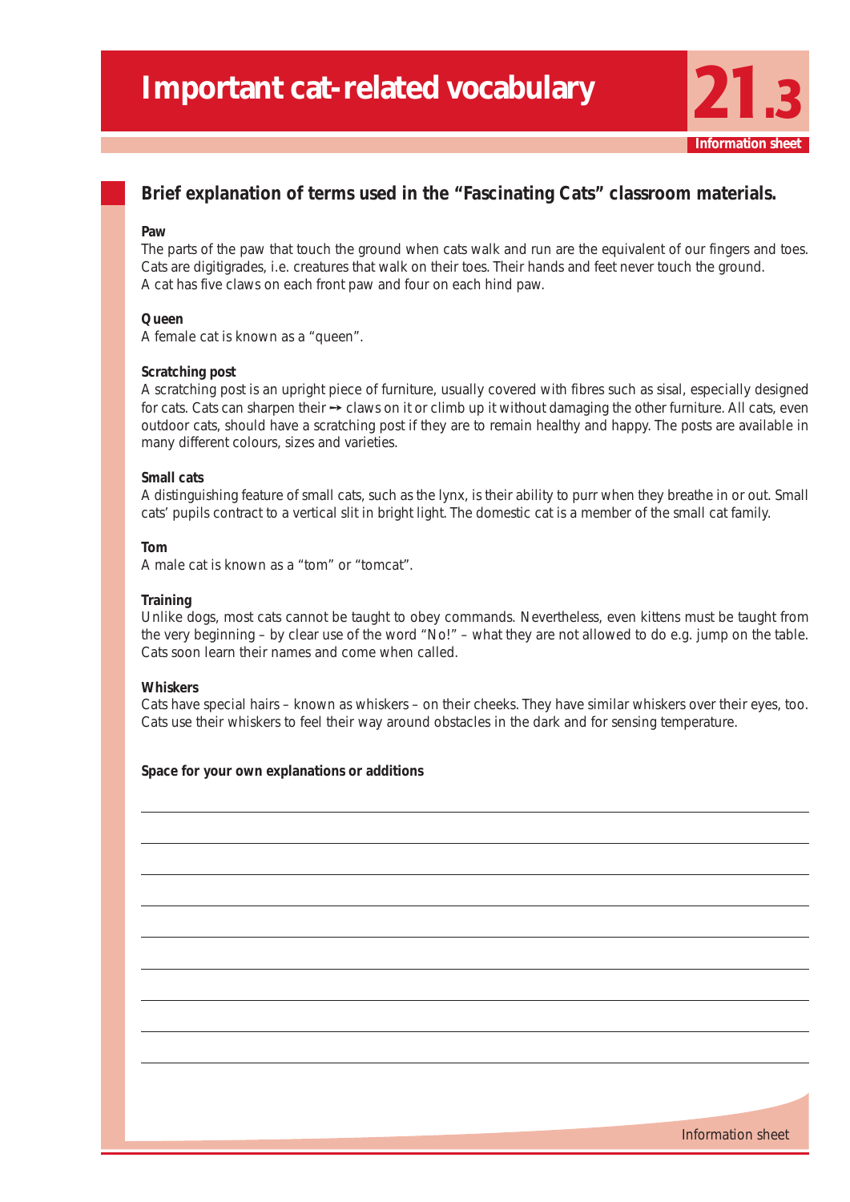# Important cat-related vocabulary

**21.3**

Information sheet

## Brief explanation of terms used in the "Fascinating Cats" classroom materials.

**Paw**
The parts of the paw that touch the ground when cats walk and run are the equivalent of our fingers and toes. Cats are digitigrades, i.e. creatures that walk on their toes. Their hands and feet never touch the ground. A cat has five claws on each front paw and four on each hind paw.

**Queen**
A female cat is known as a "queen".

**Scratching post**
A scratching post is an upright piece of furniture, usually covered with fibres such as sisal, especially designed for cats. Cats can sharpen their ➞ claws on it or climb up it without damaging the other furniture. All cats, even outdoor cats, should have a scratching post if they are to remain healthy and happy. The posts are available in many different colours, sizes and varieties.

**Small cats**
A distinguishing feature of small cats, such as the lynx, is their ability to purr when they breathe in or out. Small cats' pupils contract to a vertical slit in bright light. The domestic cat is a member of the small cat family.

**Tom**
A male cat is known as a "tom" or "tomcat".

**Training**
Unlike dogs, most cats cannot be taught to obey commands. Nevertheless, even kittens must be taught from the very beginning – by clear use of the word "No!" – what they are not allowed to do e.g. jump on the table. Cats soon learn their names and come when called.

**Whiskers**
Cats have special hairs – known as whiskers – on their cheeks. They have similar whiskers over their eyes, too. Cats use their whiskers to feel their way around obstacles in the dark and for sensing temperature.

**Space for your own explanations or additions**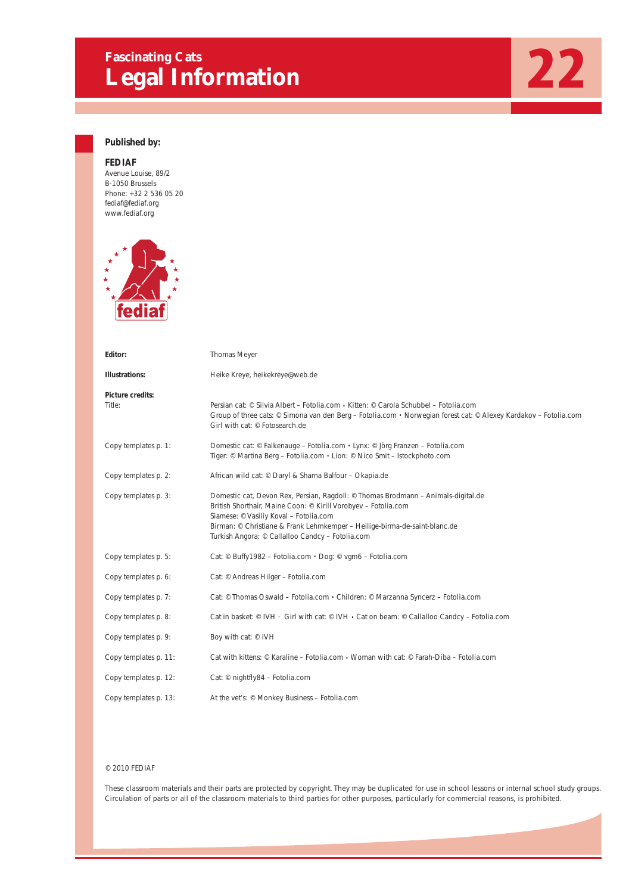# Fascinating Cats
# Legal Information

**Published by:**

**FEDIAF**
Avenue Louise, 89/2
B-1050 Brussels
Phone: +32 2 536 05 20
fediaf@fediaf.org
www.fediaf.org

| | |
|---|---|
| **Editor:** | Thomas Meyer |
| **Illustrations:** | Heike Kreye, heikekreye@web.de |
| **Picture credits:** | |
| Title: | Persian cat: © Silvia Albert – Fotolia.com • Kitten: © Carola Schubbel – Fotolia.com<br>Group of three cats: © Simona van den Berg – Fotolia.com • Norwegian forest cat: © Alexey Kardakov – Fotolia.com<br>Girl with cat: © Fotosearch.de |
| Copy templates p. 1: | Domestic cat: © Falkenauge – Fotolia.com • Lynx: © Jörg Franzen – Fotolia.com<br>Tiger: © Martina Berg – Fotolia.com • Lion: © Nico Smit – Istockphoto.com |
| Copy templates p. 2: | African wild cat: © Daryl & Sharna Balfour – Okapia.de |
| Copy templates p. 3: | Domestic cat, Devon Rex, Persian, Ragdoll: © Thomas Brodmann – Animals-digital.de<br>British Shorthair, Maine Coon: © Kirill Vorobyev – Fotolia.com<br>Siamese: © Vasiliy Koval – Fotolia.com<br>Birman: © Christiane & Frank Lehmkemper – Heilige-birma-de-saint-blanc.de<br>Turkish Angora: © Callalloo Candcy – Fotolia.com |
| Copy templates p. 5: | Cat: © Buffy1982 – Fotolia.com • Dog: © vgm6 – Fotolia.com |
| Copy templates p. 6: | Cat: © Andreas Hilger – Fotolia.com |
| Copy templates p. 7: | Cat: © Thomas Oswald – Fotolia.com • Children: © Marzanna Syncerz – Fotolia.com |
| Copy templates p. 8: | Cat in basket: © IVH · Girl with cat: © IVH • Cat on beam: © Callalloo Candcy – Fotolia.com |
| Copy templates p. 9: | Boy with cat: © IVH |
| Copy templates p. 11: | Cat with kittens: © Karaline – Fotolia.com • Woman with cat: © Farah-Diba – Fotolia.com |
| Copy templates p. 12: | Cat: © nightfly84 – Fotolia.com |
| Copy templates p. 13: | At the vet's: © Monkey Business – Fotolia.com |

© 2010 FEDIAF

These classroom materials and their parts are protected by copyright. They may be duplicated for use in school lessons or internal school study groups. Circulation of parts or all of the classroom materials to third parties for other purposes, particularly for commercial reasons, is prohibited.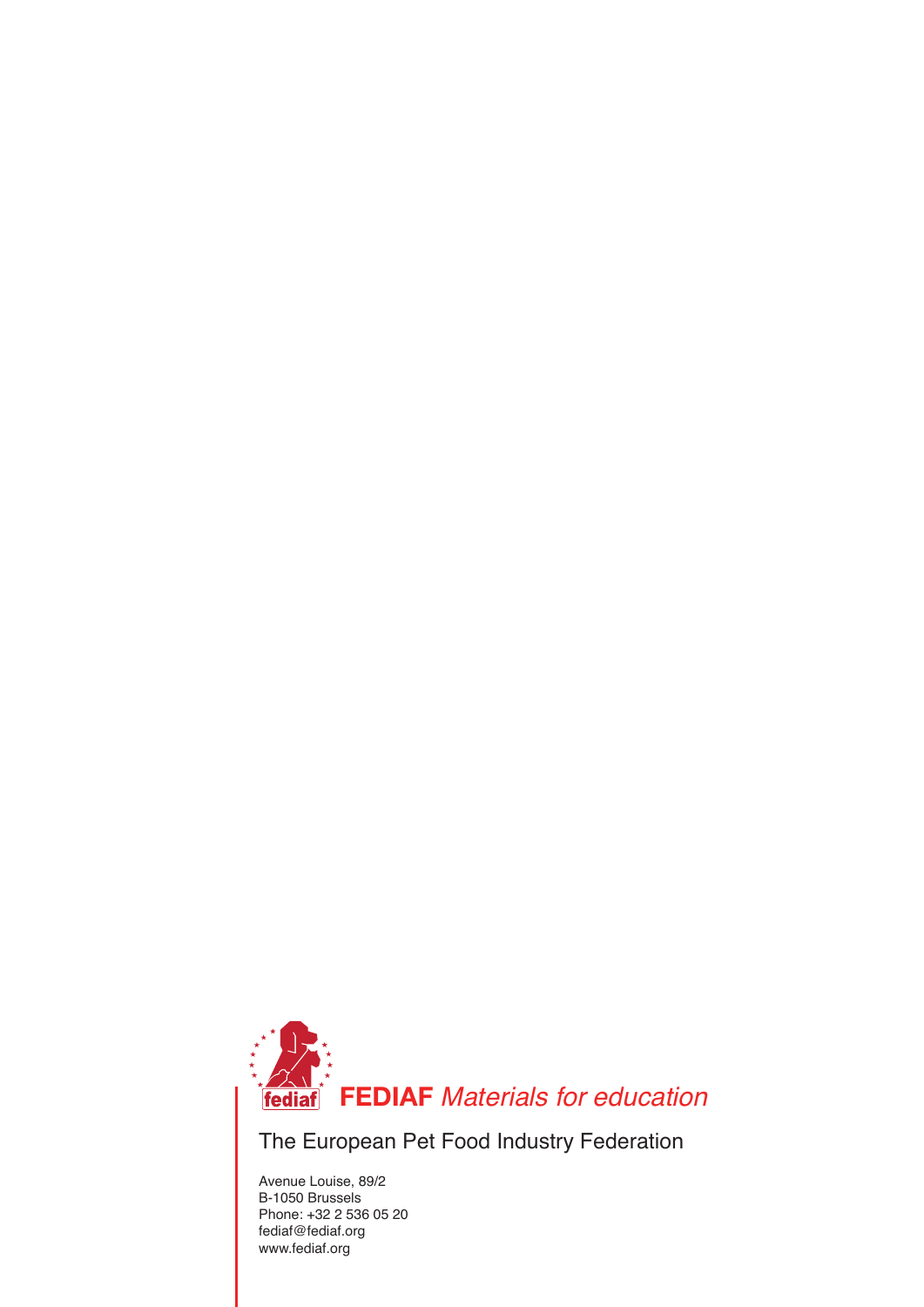fediaf

**FEDIAF** *Materials for education*

The European Pet Food Industry Federation

Avenue Louise, 89/2
B-1050 Brussels
Phone: +32 2 536 05 20
fediaf@fediaf.org
www.fediaf.org